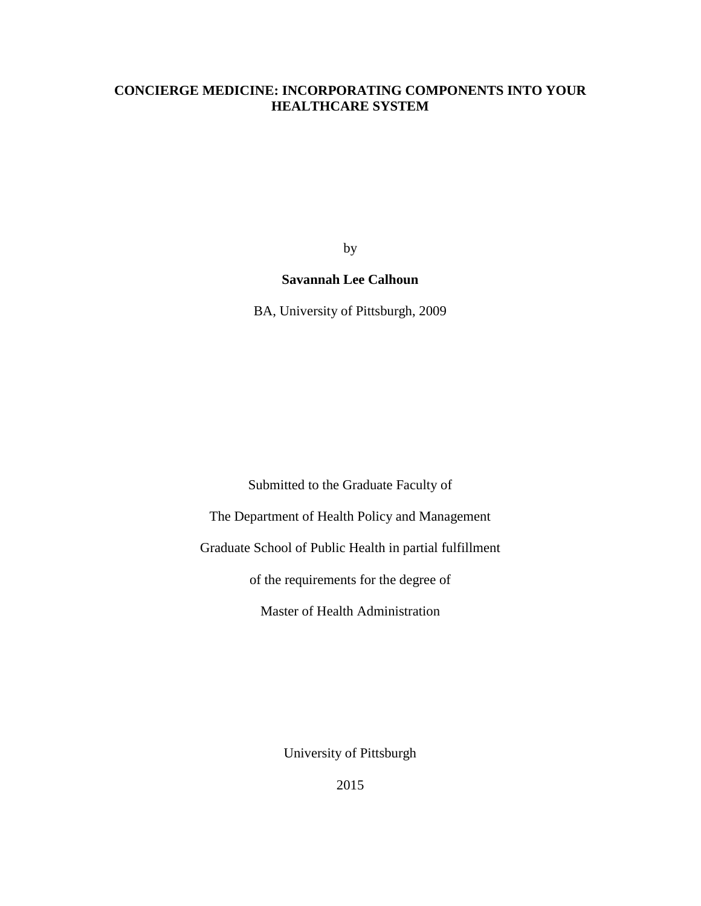# CONCIERGE MEDICINE: INCORPORATING COMPONENTS INTO YOUR HEALTHCARE SYSTEM

by

**Savannah Lee Calhoun**

BA, University of Pittsburgh, 2009

Submitted to the Graduate Faculty of

The Department of Health Policy and Management

Graduate School of Public Health in partial fulfillment

of the requirements for the degree of

Master of Health Administration

University of Pittsburgh

2015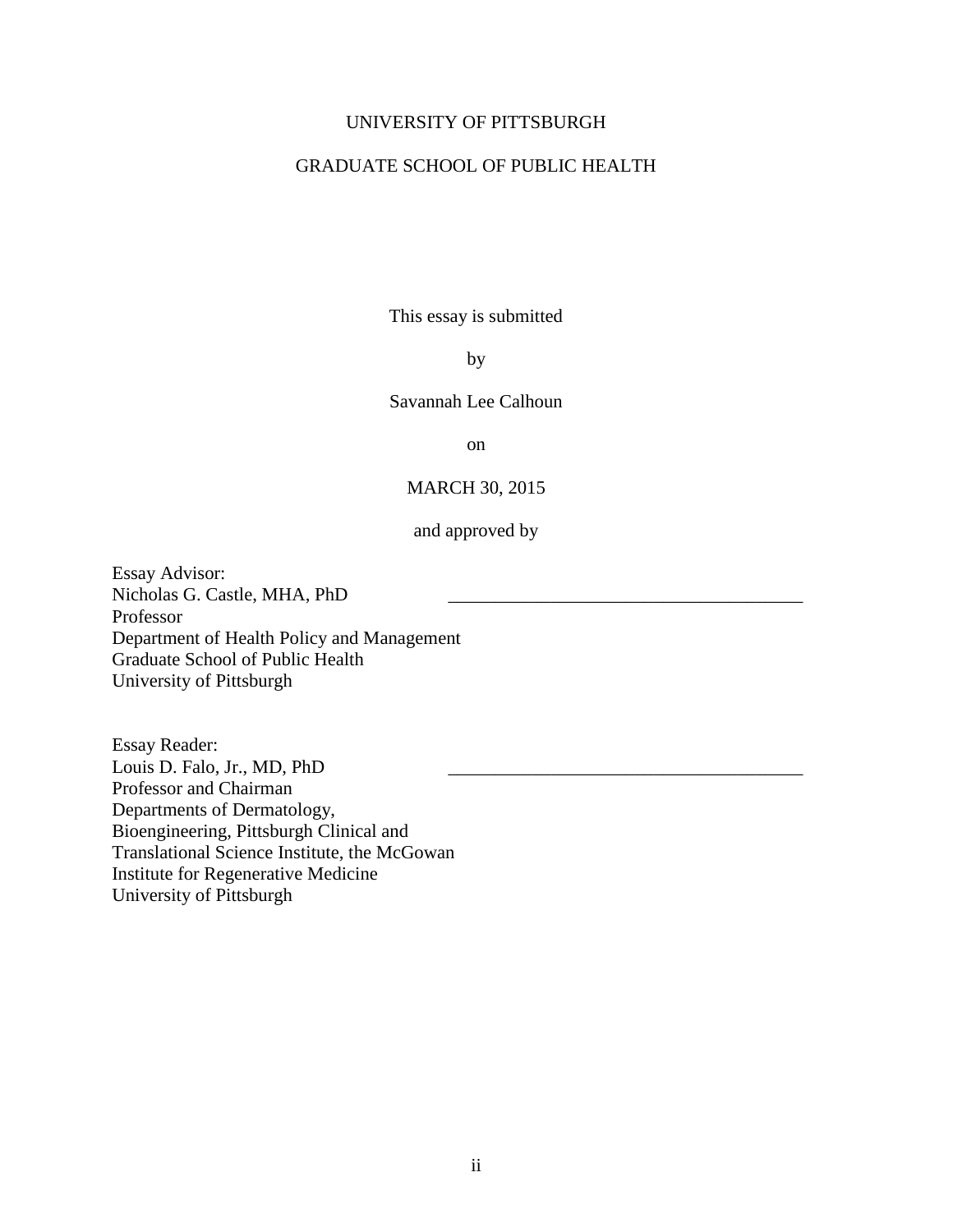UNIVERSITY OF PITTSBURGH

GRADUATE SCHOOL OF PUBLIC HEALTH

This essay is submitted

by

Savannah Lee Calhoun

on

MARCH 30, 2015

and approved by

Essay Advisor:
Nicholas G. Castle, MHA, PhD ______________________________________
Professor
Department of Health Policy and Management
Graduate School of Public Health
University of Pittsburgh

Essay Reader:
Louis D. Falo, Jr., MD, PhD ______________________________________
Professor and Chairman
Departments of Dermatology,
Bioengineering, Pittsburgh Clinical and
Translational Science Institute, the McGowan
Institute for Regenerative Medicine
University of Pittsburgh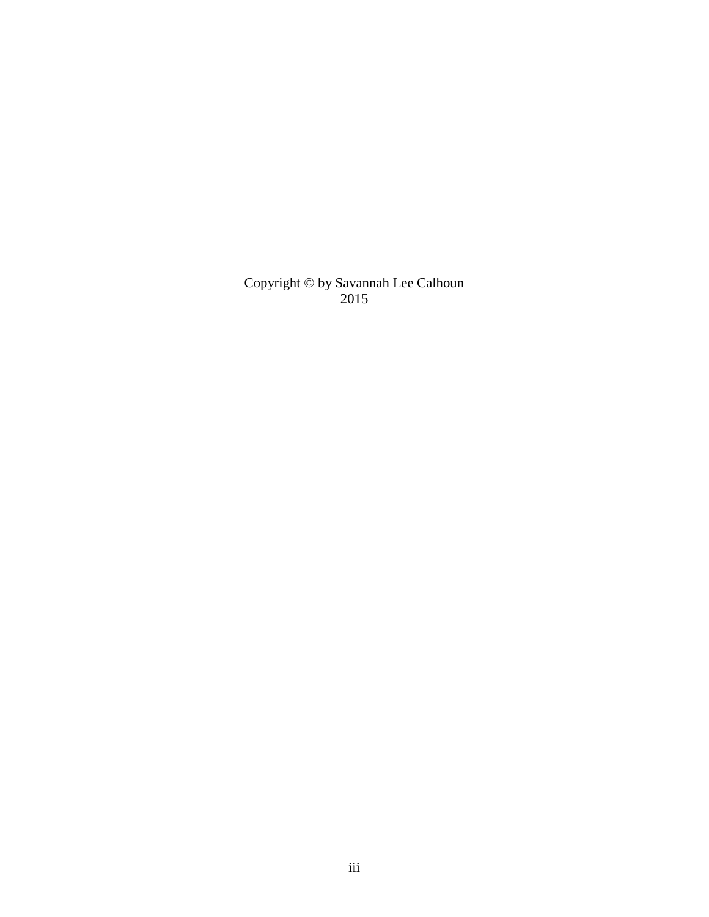Copyright © by Savannah Lee Calhoun
2015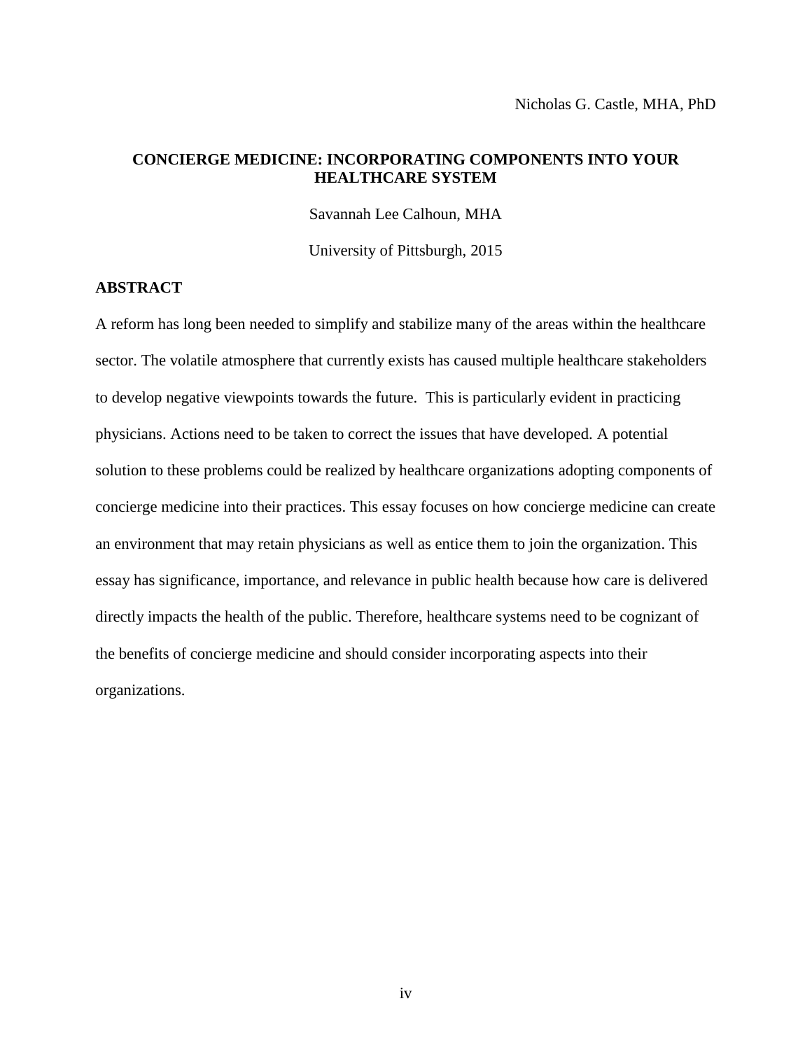Nicholas G. Castle, MHA, PhD

**CONCIERGE MEDICINE: INCORPORATING COMPONENTS INTO YOUR HEALTHCARE SYSTEM**

Savannah Lee Calhoun, MHA

University of Pittsburgh, 2015

## ABSTRACT

A reform has long been needed to simplify and stabilize many of the areas within the healthcare sector. The volatile atmosphere that currently exists has caused multiple healthcare stakeholders to develop negative viewpoints towards the future. This is particularly evident in practicing physicians. Actions need to be taken to correct the issues that have developed. A potential solution to these problems could be realized by healthcare organizations adopting components of concierge medicine into their practices. This essay focuses on how concierge medicine can create an environment that may retain physicians as well as entice them to join the organization. This essay has significance, importance, and relevance in public health because how care is delivered directly impacts the health of the public. Therefore, healthcare systems need to be cognizant of the benefits of concierge medicine and should consider incorporating aspects into their organizations.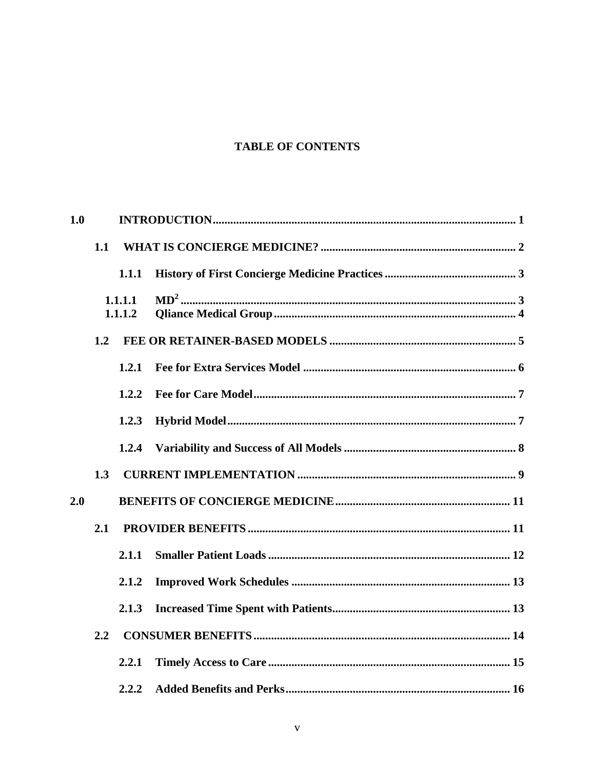**TABLE OF CONTENTS**

1.0 INTRODUCTION ..... 1

- 1.1 WHAT IS CONCIERGE MEDICINE? ..... 2
  - 1.1.1 History of First Concierge Medicine Practices ..... 3
    - 1.1.1.1 $MD^2$ ..... 3
    - 1.1.1.2 Qliance Medical Group ..... 4
- 1.2 FEE OR RETAINER-BASED MODELS ..... 5
  - 1.2.1 Fee for Extra Services Model ..... 6
  - 1.2.2 Fee for Care Model ..... 7
  - 1.2.3 Hybrid Model ..... 7
  - 1.2.4 Variability and Success of All Models ..... 8
- 1.3 CURRENT IMPLEMENTATION ..... 9

2.0 BENEFITS OF CONCIERGE MEDICINE ..... 11

- 2.1 PROVIDER BENEFITS ..... 11
  - 2.1.1 Smaller Patient Loads ..... 12
  - 2.1.2 Improved Work Schedules ..... 13
  - 2.1.3 Increased Time Spent with Patients ..... 13
- 2.2 CONSUMER BENEFITS ..... 14
  - 2.2.1 Timely Access to Care ..... 15
  - 2.2.2 Added Benefits and Perks ..... 16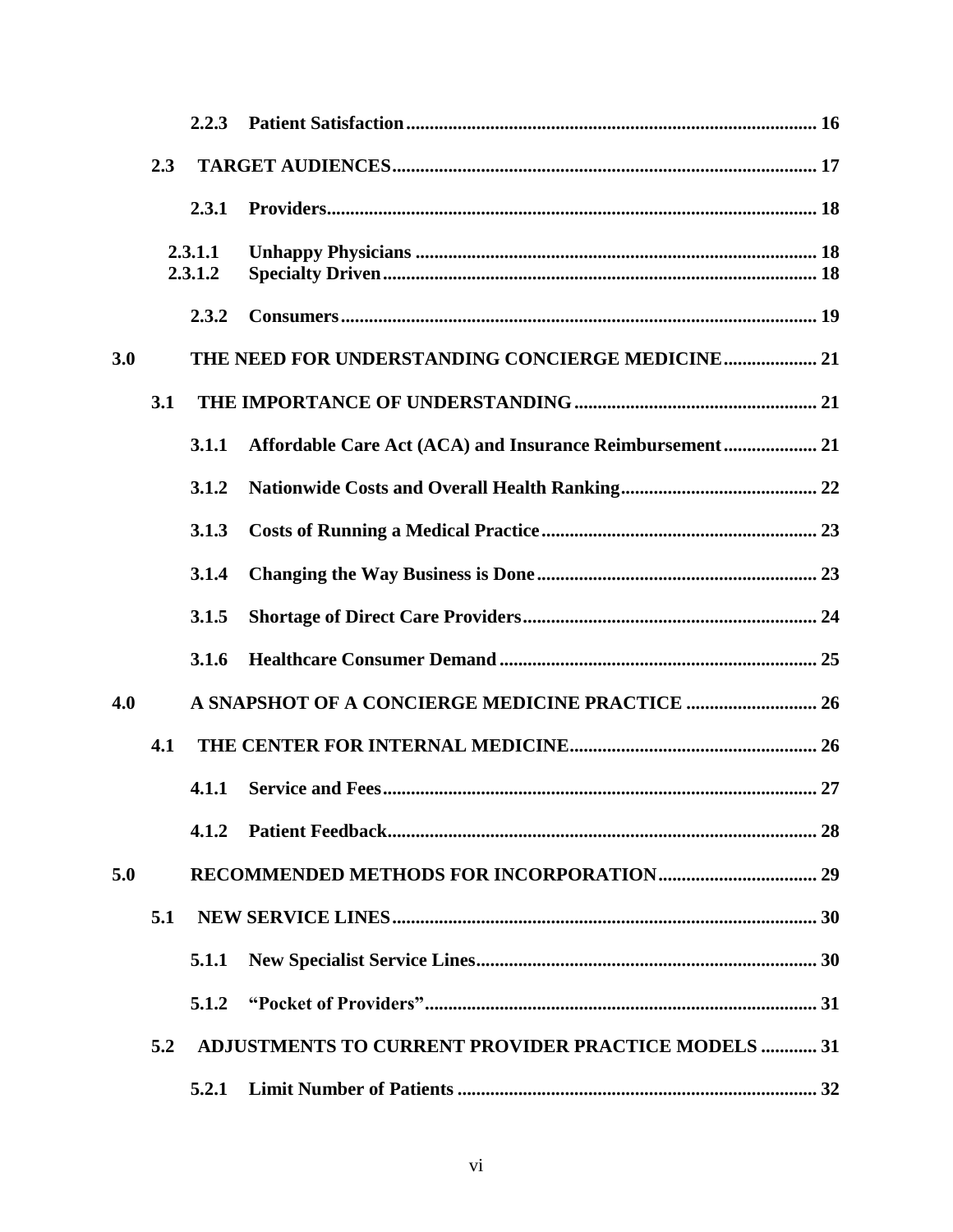2.2.3 **Patient Satisfaction** ........................................................................................ 16

2.3 **TARGET AUDIENCES** ........................................................................................ 17

2.3.1 **Providers** ........................................................................................ 18

2.3.1.1 **Unhappy Physicians** ........................................................................................ 18

2.3.1.2 **Specialty Driven** ........................................................................................ 18

2.3.2 **Consumers** ........................................................................................ 19

**3.0 THE NEED FOR UNDERSTANDING CONCIERGE MEDICINE** .................... 21

3.1 **THE IMPORTANCE OF UNDERSTANDING** ........................................................ 21

3.1.1 **Affordable Care Act (ACA) and Insurance Reimbursement** .................... 21

3.1.2 **Nationwide Costs and Overall Health Ranking** ........................................ 22

3.1.3 **Costs of Running a Medical Practice** ........................................................ 23

3.1.4 **Changing the Way Business is Done** ........................................................ 23

3.1.5 **Shortage of Direct Care Providers** ........................................................ 24

3.1.6 **Healthcare Consumer Demand** ........................................................ 25

**4.0 A SNAPSHOT OF A CONCIERGE MEDICINE PRACTICE** ............................ 26

4.1 **THE CENTER FOR INTERNAL MEDICINE** ........................................................ 26

4.1.1 **Service and Fees** ........................................................................................ 27

4.1.2 **Patient Feedback** ........................................................................................ 28

**5.0 RECOMMENDED METHODS FOR INCORPORATION** .................................. 29

5.1 **NEW SERVICE LINES** ........................................................................................ 30

5.1.1 **New Specialist Service Lines** ........................................................................ 30

5.1.2 **"Pocket of Providers"** ........................................................................................ 31

5.2 **ADJUSTMENTS TO CURRENT PROVIDER PRACTICE MODELS** ............ 31

5.2.1 **Limit Number of Patients** ........................................................................ 32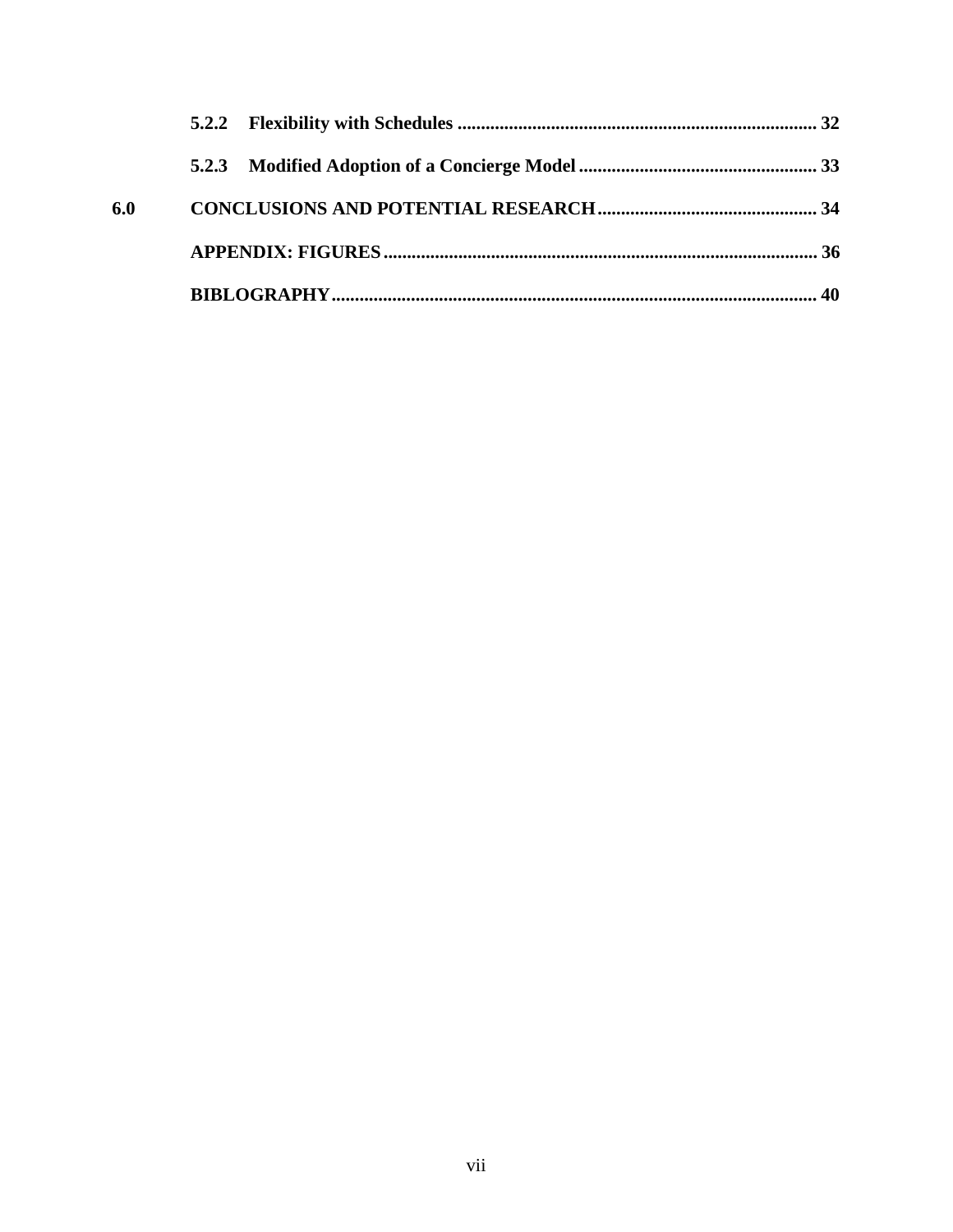5.2.2 Flexibility with Schedules ............................................................................ 32

5.2.3 Modified Adoption of a Concierge Model .................................................. 33

6.0 CONCLUSIONS AND POTENTIAL RESEARCH .............................................. 34

APPENDIX: FIGURES ........................................................................................... 36

BIBLOGRAPHY ...................................................................................................... 40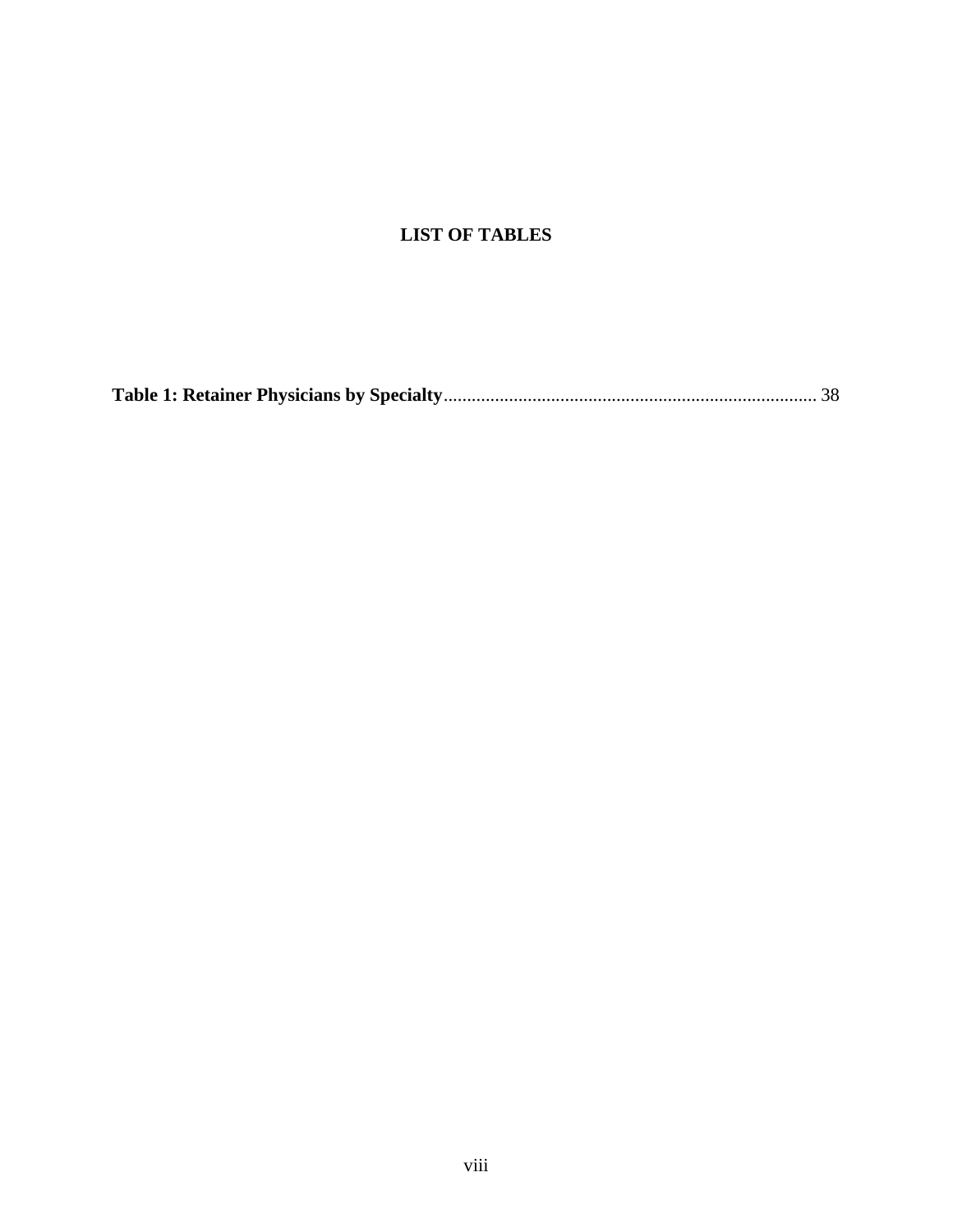# LIST OF TABLES

**Table 1: Retainer Physicians by Specialty**................................................................................ 38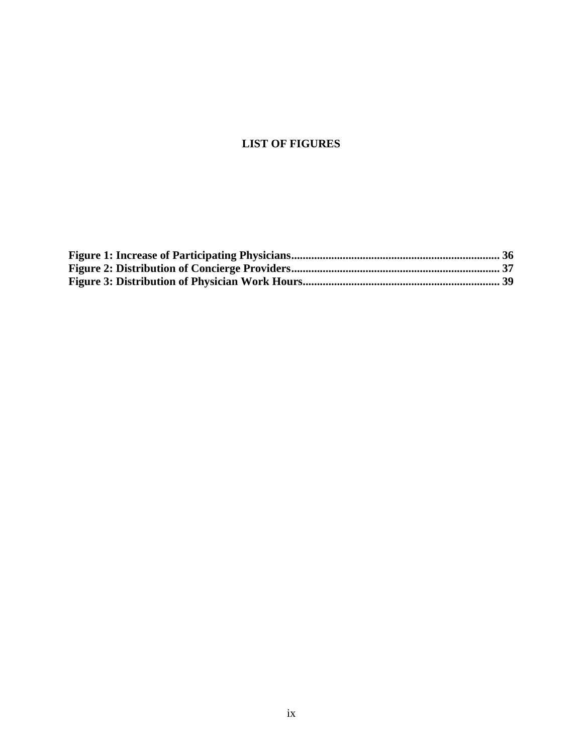# LIST OF FIGURES

**Figure 1: Increase of Participating Physicians........................................................................ 36**
**Figure 2: Distribution of Concierge Providers........................................................................ 37**
**Figure 3: Distribution of Physician Work Hours.................................................................... 39**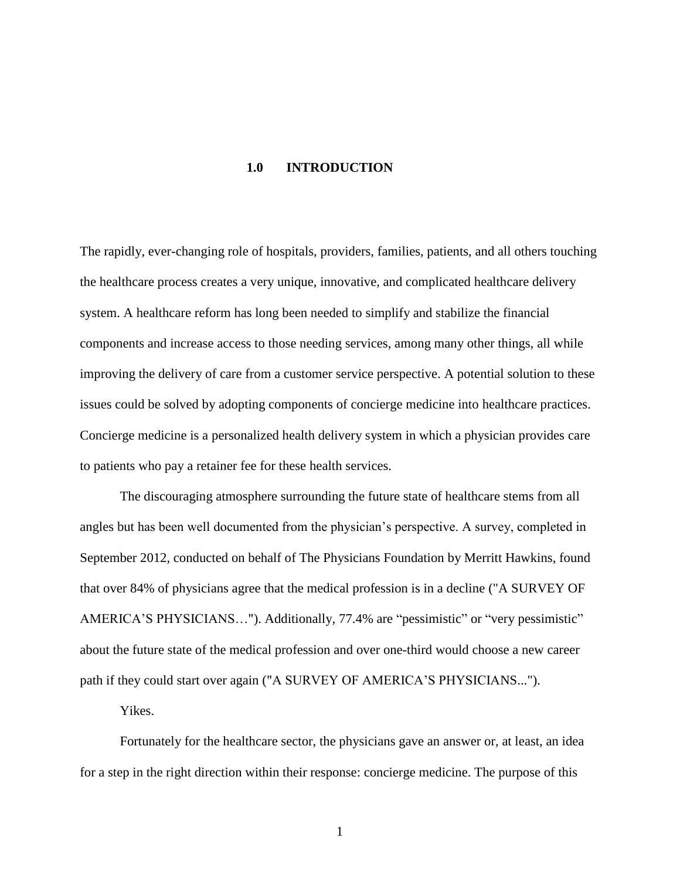# 1.0 INTRODUCTION

The rapidly, ever-changing role of hospitals, providers, families, patients, and all others touching the healthcare process creates a very unique, innovative, and complicated healthcare delivery system. A healthcare reform has long been needed to simplify and stabilize the financial components and increase access to those needing services, among many other things, all while improving the delivery of care from a customer service perspective. A potential solution to these issues could be solved by adopting components of concierge medicine into healthcare practices. Concierge medicine is a personalized health delivery system in which a physician provides care to patients who pay a retainer fee for these health services.

The discouraging atmosphere surrounding the future state of healthcare stems from all angles but has been well documented from the physician's perspective. A survey, completed in September 2012, conducted on behalf of The Physicians Foundation by Merritt Hawkins, found that over 84% of physicians agree that the medical profession is in a decline ("A SURVEY OF AMERICA'S PHYSICIANS…"). Additionally, 77.4% are "pessimistic" or "very pessimistic" about the future state of the medical profession and over one-third would choose a new career path if they could start over again ("A SURVEY OF AMERICA'S PHYSICIANS...").

Yikes.

Fortunately for the healthcare sector, the physicians gave an answer or, at least, an idea for a step in the right direction within their response: concierge medicine. The purpose of this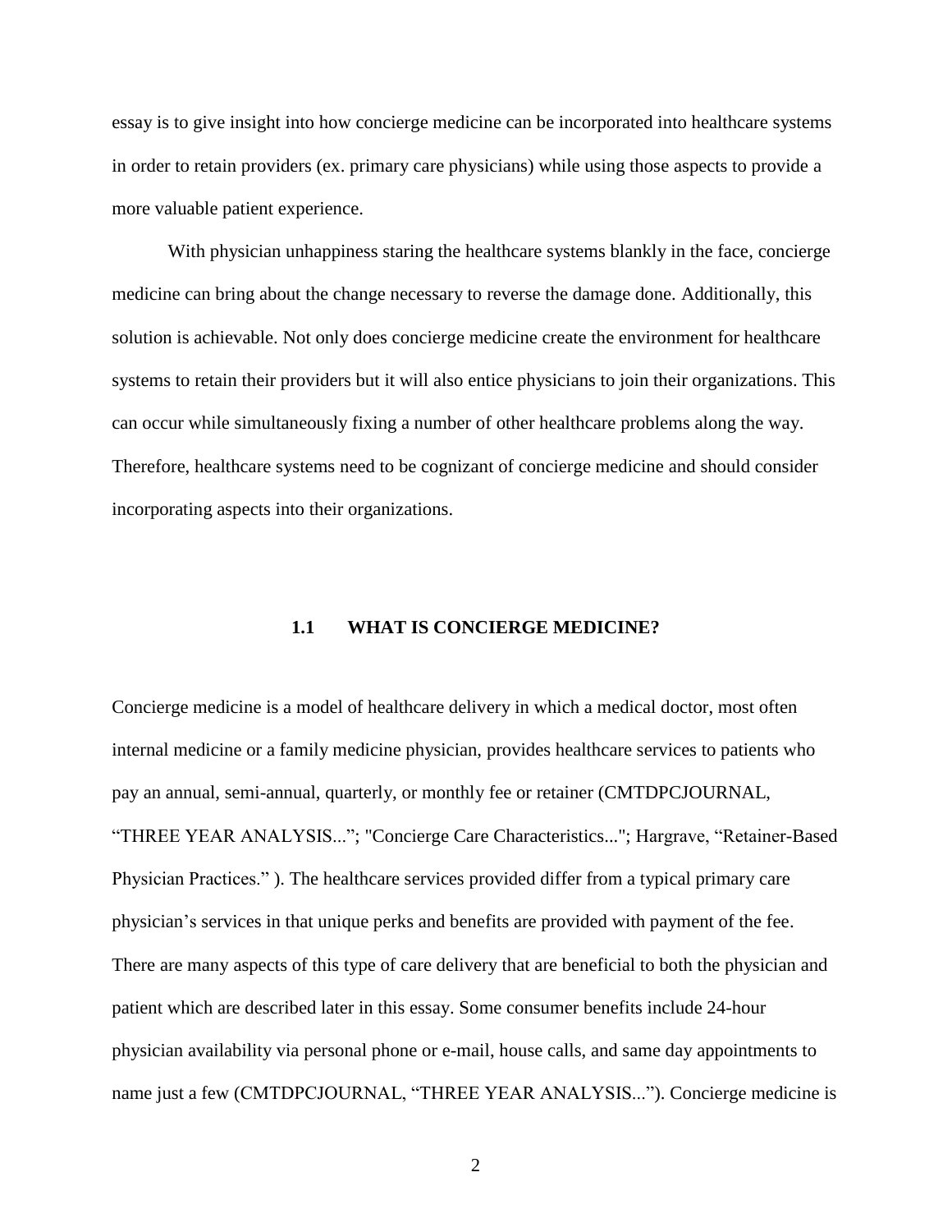essay is to give insight into how concierge medicine can be incorporated into healthcare systems in order to retain providers (ex. primary care physicians) while using those aspects to provide a more valuable patient experience.

With physician unhappiness staring the healthcare systems blankly in the face, concierge medicine can bring about the change necessary to reverse the damage done. Additionally, this solution is achievable. Not only does concierge medicine create the environment for healthcare systems to retain their providers but it will also entice physicians to join their organizations. This can occur while simultaneously fixing a number of other healthcare problems along the way. Therefore, healthcare systems need to be cognizant of concierge medicine and should consider incorporating aspects into their organizations.

### 1.1 WHAT IS CONCIERGE MEDICINE?

Concierge medicine is a model of healthcare delivery in which a medical doctor, most often internal medicine or a family medicine physician, provides healthcare services to patients who pay an annual, semi-annual, quarterly, or monthly fee or retainer (CMTDPCJOURNAL, "THREE YEAR ANALYSIS..."; "Concierge Care Characteristics..."; Hargrave, "Retainer-Based Physician Practices." ). The healthcare services provided differ from a typical primary care physician's services in that unique perks and benefits are provided with payment of the fee. There are many aspects of this type of care delivery that are beneficial to both the physician and patient which are described later in this essay. Some consumer benefits include 24-hour physician availability via personal phone or e-mail, house calls, and same day appointments to name just a few (CMTDPCJOURNAL, "THREE YEAR ANALYSIS..."). Concierge medicine is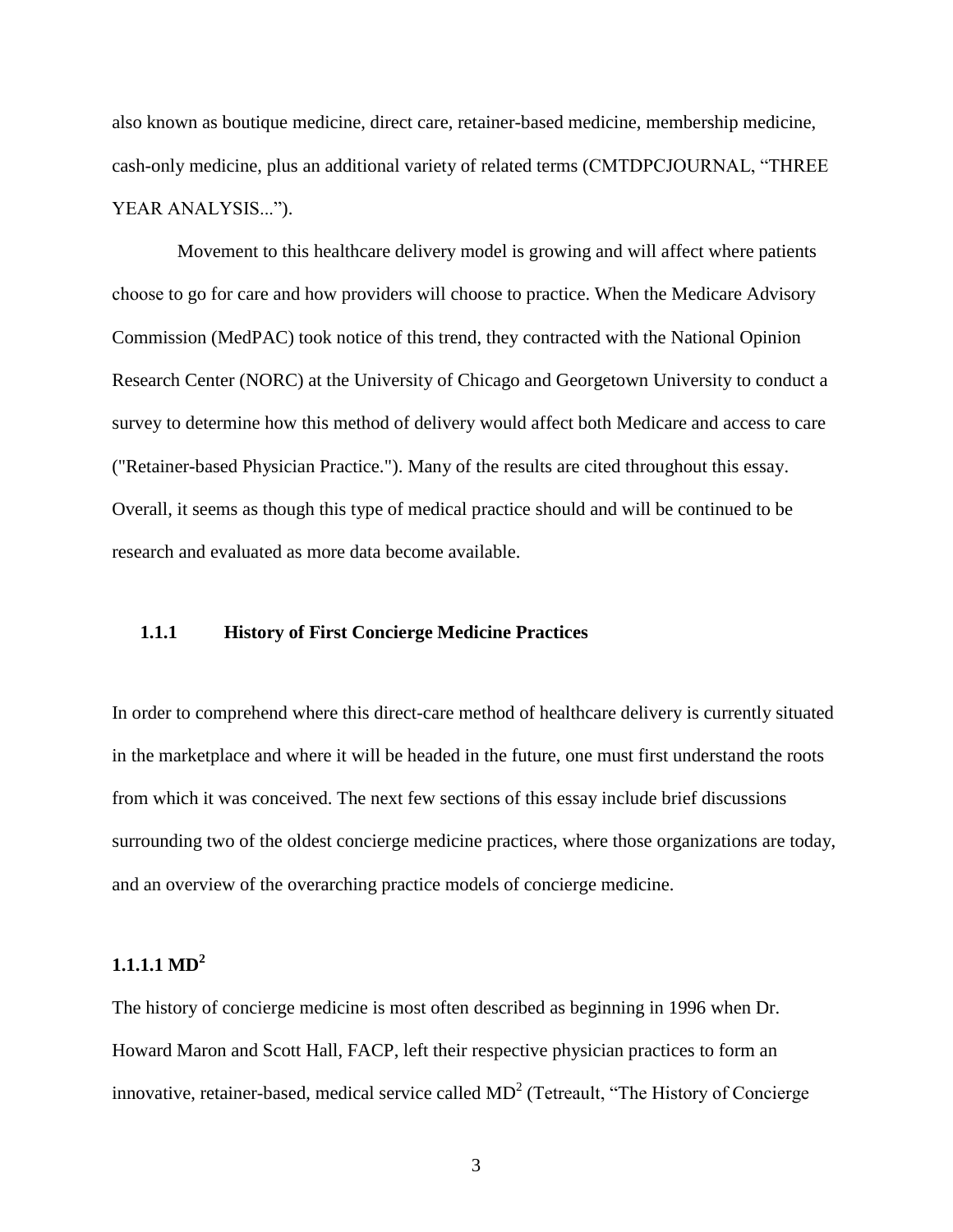also known as boutique medicine, direct care, retainer-based medicine, membership medicine, cash-only medicine, plus an additional variety of related terms (CMTDPCJOURNAL, "THREE YEAR ANALYSIS...").

Movement to this healthcare delivery model is growing and will affect where patients choose to go for care and how providers will choose to practice. When the Medicare Advisory Commission (MedPAC) took notice of this trend, they contracted with the National Opinion Research Center (NORC) at the University of Chicago and Georgetown University to conduct a survey to determine how this method of delivery would affect both Medicare and access to care ("Retainer-based Physician Practice."). Many of the results are cited throughout this essay. Overall, it seems as though this type of medical practice should and will be continued to be research and evaluated as more data become available.

### 1.1.1 History of First Concierge Medicine Practices

In order to comprehend where this direct-care method of healthcare delivery is currently situated in the marketplace and where it will be headed in the future, one must first understand the roots from which it was conceived. The next few sections of this essay include brief discussions surrounding two of the oldest concierge medicine practices, where those organizations are today, and an overview of the overarching practice models of concierge medicine.

#### 1.1.1.1 MD$^2$

The history of concierge medicine is most often described as beginning in 1996 when Dr. Howard Maron and Scott Hall, FACP, left their respective physician practices to form an innovative, retainer-based, medical service called MD$^2$ (Tetreault, "The History of Concierge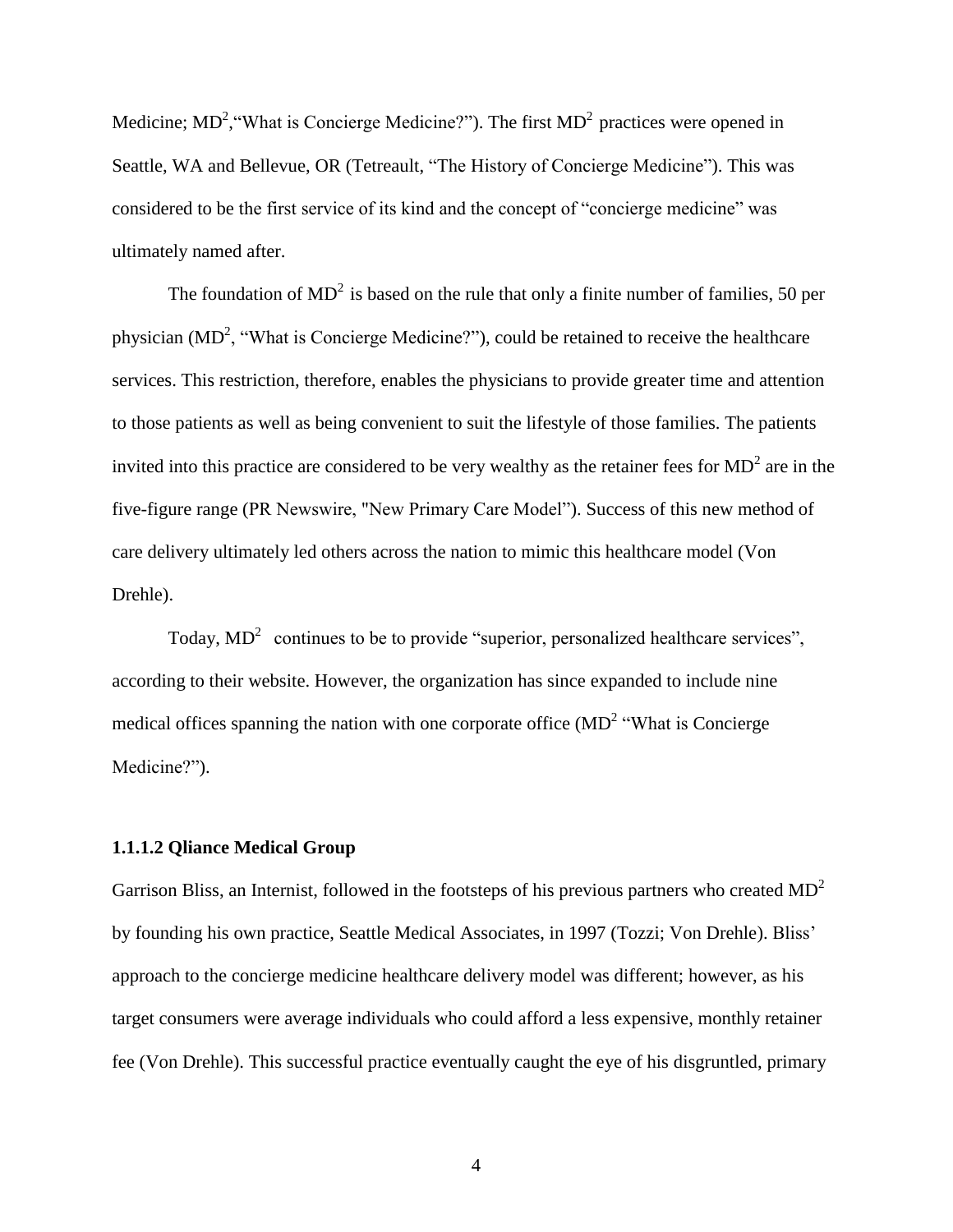Medicine; $MD^2$,"What is Concierge Medicine?"). The first $MD^2$ practices were opened in Seattle, WA and Bellevue, OR (Tetreault, "The History of Concierge Medicine"). This was considered to be the first service of its kind and the concept of "concierge medicine" was ultimately named after.

The foundation of $MD^2$ is based on the rule that only a finite number of families, 50 per physician ($MD^2$, "What is Concierge Medicine?"), could be retained to receive the healthcare services. This restriction, therefore, enables the physicians to provide greater time and attention to those patients as well as being convenient to suit the lifestyle of those families. The patients invited into this practice are considered to be very wealthy as the retainer fees for $MD^2$ are in the five-figure range (PR Newswire, "New Primary Care Model"). Success of this new method of care delivery ultimately led others across the nation to mimic this healthcare model (Von Drehle).

Today, $MD^2$ continues to be to provide "superior, personalized healthcare services", according to their website. However, the organization has since expanded to include nine medical offices spanning the nation with one corporate office ($MD^2$ "What is Concierge Medicine?").

### 1.1.1.2 Qliance Medical Group

Garrison Bliss, an Internist, followed in the footsteps of his previous partners who created $MD^2$ by founding his own practice, Seattle Medical Associates, in 1997 (Tozzi; Von Drehle). Bliss' approach to the concierge medicine healthcare delivery model was different; however, as his target consumers were average individuals who could afford a less expensive, monthly retainer fee (Von Drehle). This successful practice eventually caught the eye of his disgruntled, primary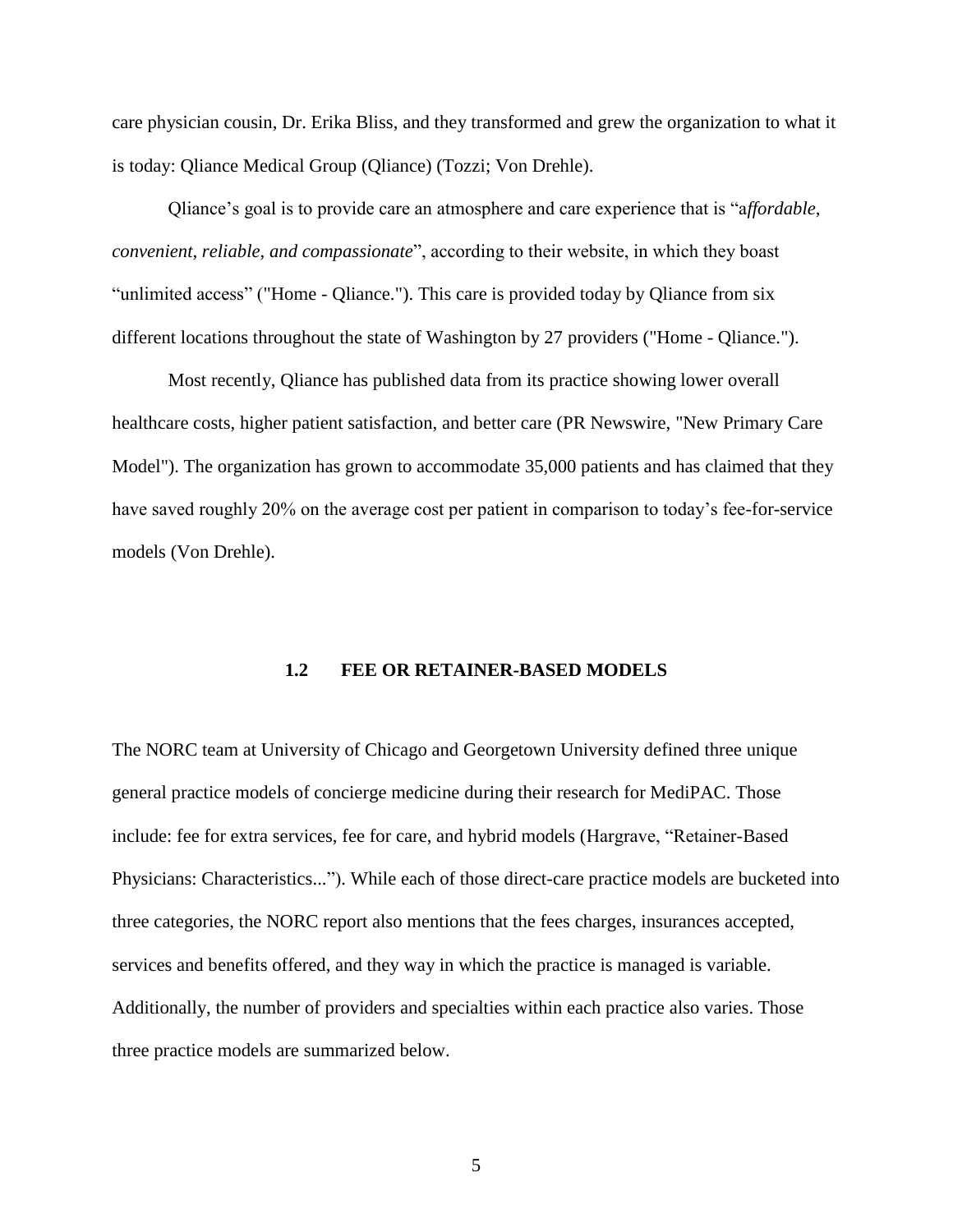care physician cousin, Dr. Erika Bliss, and they transformed and grew the organization to what it is today: Qliance Medical Group (Qliance) (Tozzi; Von Drehle).

Qliance's goal is to provide care an atmosphere and care experience that is "a*ffordable, convenient, reliable, and compassionate*", according to their website, in which they boast "unlimited access" ("Home - Qliance."). This care is provided today by Qliance from six different locations throughout the state of Washington by 27 providers ("Home - Qliance.").

Most recently, Qliance has published data from its practice showing lower overall healthcare costs, higher patient satisfaction, and better care (PR Newswire, "New Primary Care Model"). The organization has grown to accommodate 35,000 patients and has claimed that they have saved roughly 20% on the average cost per patient in comparison to today's fee-for-service models (Von Drehle).

### 1.2 FEE OR RETAINER-BASED MODELS

The NORC team at University of Chicago and Georgetown University defined three unique general practice models of concierge medicine during their research for MediPAC. Those include: fee for extra services, fee for care, and hybrid models (Hargrave, "Retainer-Based Physicians: Characteristics..."). While each of those direct-care practice models are bucketed into three categories, the NORC report also mentions that the fees charges, insurances accepted, services and benefits offered, and they way in which the practice is managed is variable. Additionally, the number of providers and specialties within each practice also varies. Those three practice models are summarized below.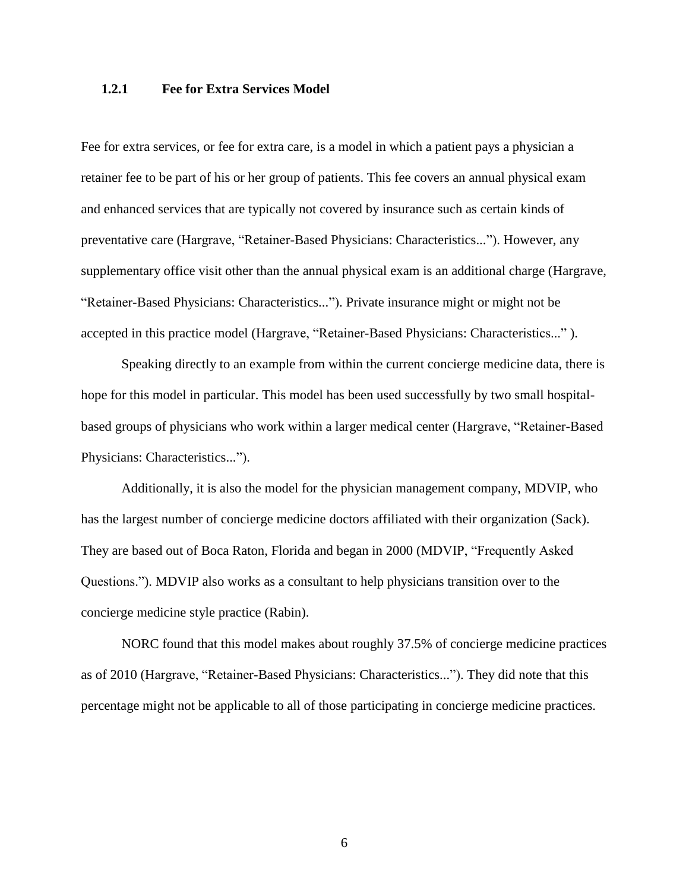### 1.2.1 Fee for Extra Services Model

Fee for extra services, or fee for extra care, is a model in which a patient pays a physician a retainer fee to be part of his or her group of patients. This fee covers an annual physical exam and enhanced services that are typically not covered by insurance such as certain kinds of preventative care (Hargrave, "Retainer-Based Physicians: Characteristics..."). However, any supplementary office visit other than the annual physical exam is an additional charge (Hargrave, "Retainer-Based Physicians: Characteristics..."). Private insurance might or might not be accepted in this practice model (Hargrave, "Retainer-Based Physicians: Characteristics..." ).

Speaking directly to an example from within the current concierge medicine data, there is hope for this model in particular. This model has been used successfully by two small hospital-based groups of physicians who work within a larger medical center (Hargrave, "Retainer-Based Physicians: Characteristics...").

Additionally, it is also the model for the physician management company, MDVIP, who has the largest number of concierge medicine doctors affiliated with their organization (Sack). They are based out of Boca Raton, Florida and began in 2000 (MDVIP, "Frequently Asked Questions."). MDVIP also works as a consultant to help physicians transition over to the concierge medicine style practice (Rabin).

NORC found that this model makes about roughly 37.5% of concierge medicine practices as of 2010 (Hargrave, "Retainer-Based Physicians: Characteristics..."). They did note that this percentage might not be applicable to all of those participating in concierge medicine practices.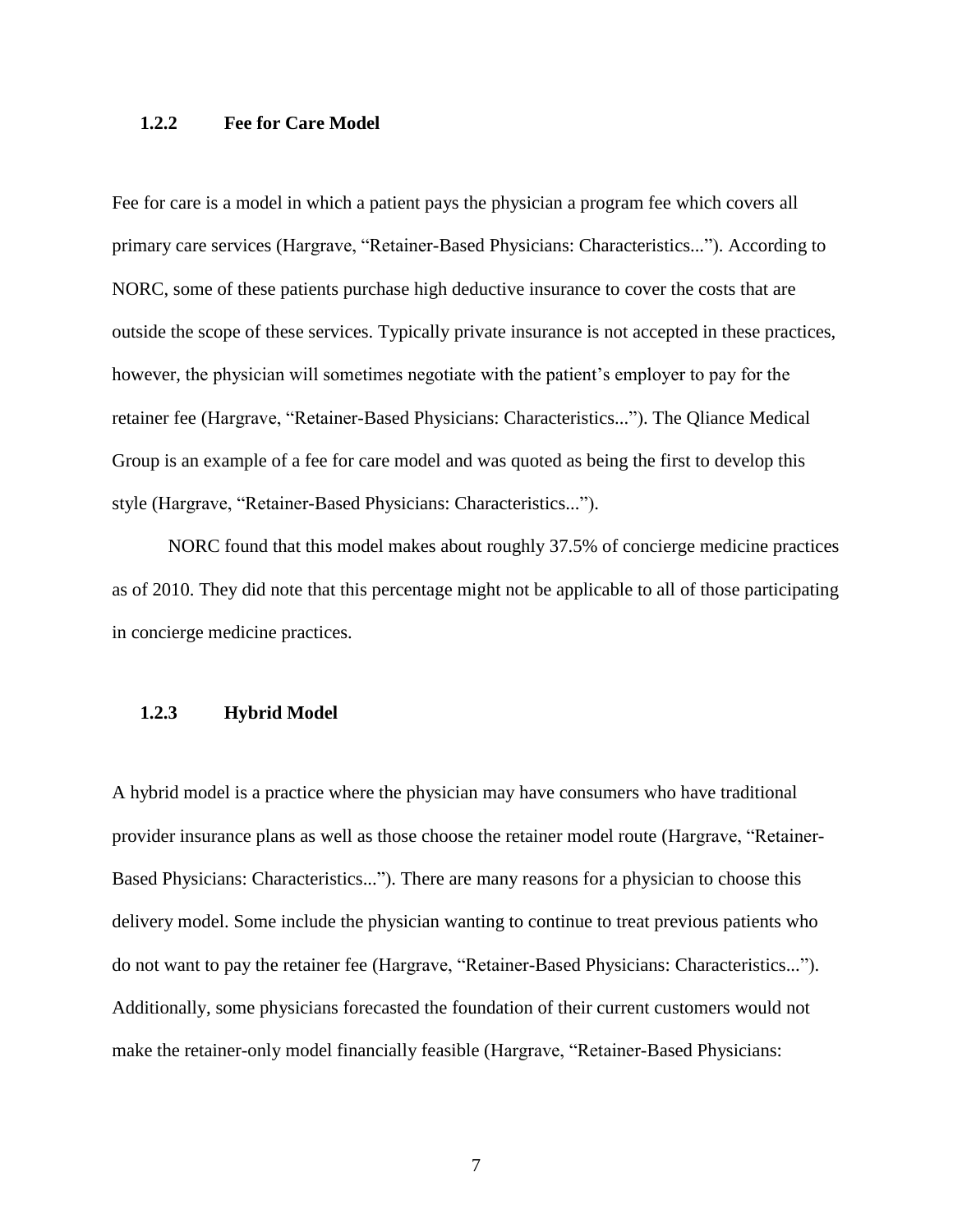### 1.2.2 Fee for Care Model

Fee for care is a model in which a patient pays the physician a program fee which covers all primary care services (Hargrave, "Retainer-Based Physicians: Characteristics..."). According to NORC, some of these patients purchase high deductive insurance to cover the costs that are outside the scope of these services. Typically private insurance is not accepted in these practices, however, the physician will sometimes negotiate with the patient's employer to pay for the retainer fee (Hargrave, "Retainer-Based Physicians: Characteristics..."). The Qliance Medical Group is an example of a fee for care model and was quoted as being the first to develop this style (Hargrave, "Retainer-Based Physicians: Characteristics...").

NORC found that this model makes about roughly 37.5% of concierge medicine practices as of 2010. They did note that this percentage might not be applicable to all of those participating in concierge medicine practices.

### 1.2.3 Hybrid Model

A hybrid model is a practice where the physician may have consumers who have traditional provider insurance plans as well as those choose the retainer model route (Hargrave, "Retainer-Based Physicians: Characteristics..."). There are many reasons for a physician to choose this delivery model. Some include the physician wanting to continue to treat previous patients who do not want to pay the retainer fee (Hargrave, "Retainer-Based Physicians: Characteristics..."). Additionally, some physicians forecasted the foundation of their current customers would not make the retainer-only model financially feasible (Hargrave, "Retainer-Based Physicians: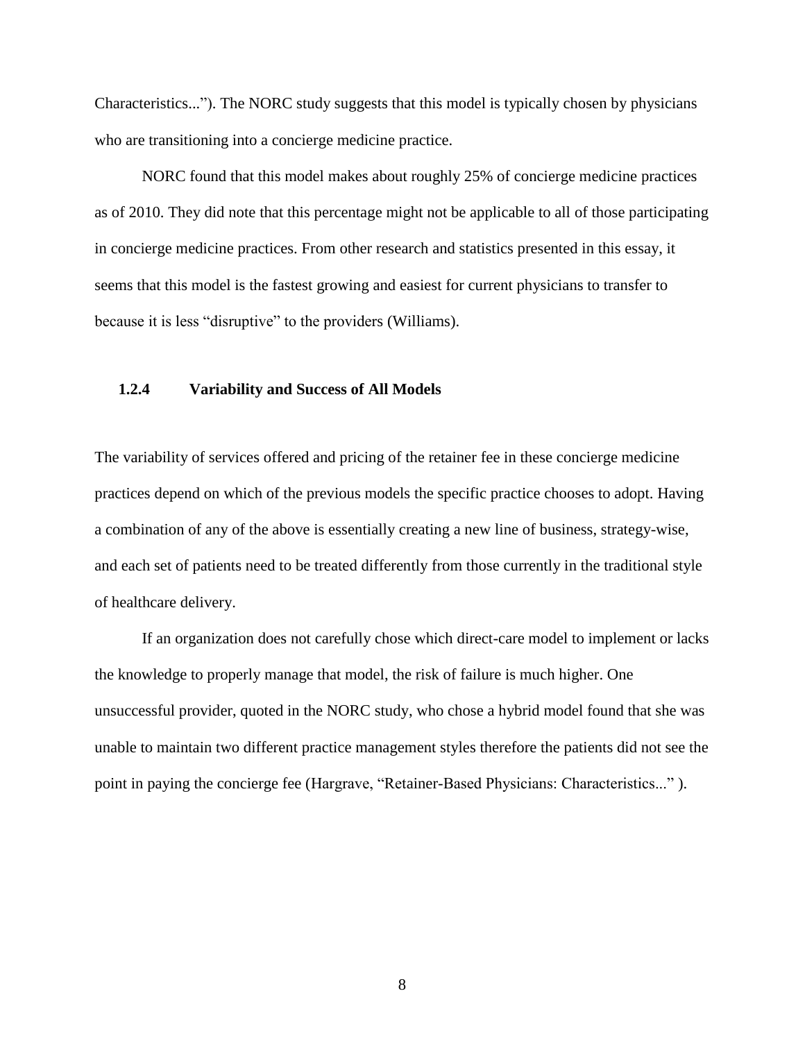Characteristics..."). The NORC study suggests that this model is typically chosen by physicians who are transitioning into a concierge medicine practice.

NORC found that this model makes about roughly 25% of concierge medicine practices as of 2010. They did note that this percentage might not be applicable to all of those participating in concierge medicine practices. From other research and statistics presented in this essay, it seems that this model is the fastest growing and easiest for current physicians to transfer to because it is less "disruptive" to the providers (Williams).

### 1.2.4 Variability and Success of All Models

The variability of services offered and pricing of the retainer fee in these concierge medicine practices depend on which of the previous models the specific practice chooses to adopt. Having a combination of any of the above is essentially creating a new line of business, strategy-wise, and each set of patients need to be treated differently from those currently in the traditional style of healthcare delivery.

If an organization does not carefully chose which direct-care model to implement or lacks the knowledge to properly manage that model, the risk of failure is much higher. One unsuccessful provider, quoted in the NORC study, who chose a hybrid model found that she was unable to maintain two different practice management styles therefore the patients did not see the point in paying the concierge fee (Hargrave, "Retainer-Based Physicians: Characteristics..." ).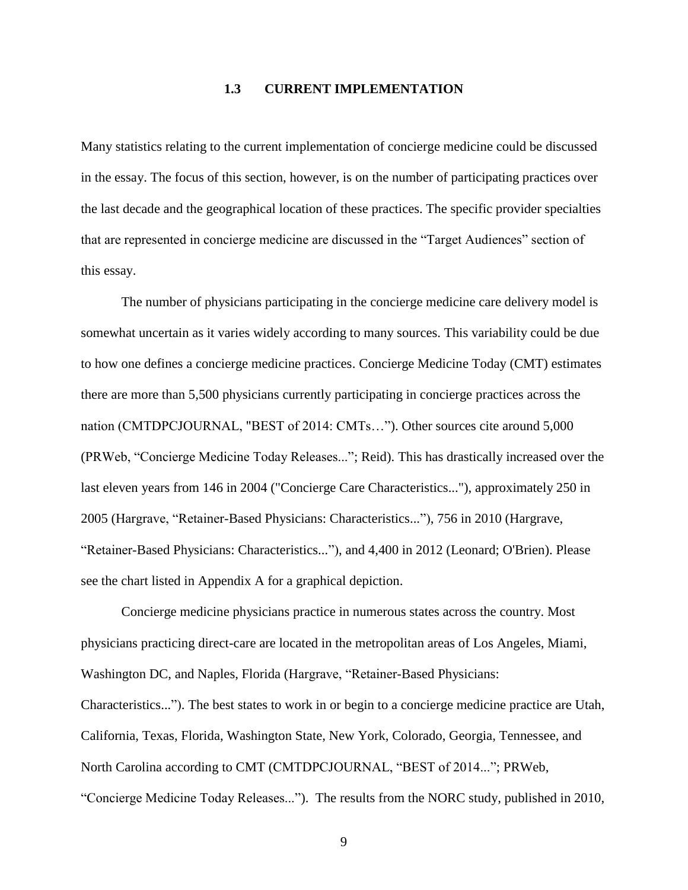## 1.3 CURRENT IMPLEMENTATION

Many statistics relating to the current implementation of concierge medicine could be discussed in the essay. The focus of this section, however, is on the number of participating practices over the last decade and the geographical location of these practices. The specific provider specialties that are represented in concierge medicine are discussed in the "Target Audiences" section of this essay.

The number of physicians participating in the concierge medicine care delivery model is somewhat uncertain as it varies widely according to many sources. This variability could be due to how one defines a concierge medicine practices. Concierge Medicine Today (CMT) estimates there are more than 5,500 physicians currently participating in concierge practices across the nation (CMTDPCJOURNAL, "BEST of 2014: CMTs…"). Other sources cite around 5,000 (PRWeb, "Concierge Medicine Today Releases..."; Reid). This has drastically increased over the last eleven years from 146 in 2004 ("Concierge Care Characteristics..."), approximately 250 in 2005 (Hargrave, "Retainer-Based Physicians: Characteristics..."), 756 in 2010 (Hargrave, "Retainer-Based Physicians: Characteristics..."), and 4,400 in 2012 (Leonard; O'Brien). Please see the chart listed in Appendix A for a graphical depiction.

Concierge medicine physicians practice in numerous states across the country. Most physicians practicing direct-care are located in the metropolitan areas of Los Angeles, Miami, Washington DC, and Naples, Florida (Hargrave, "Retainer-Based Physicians: Characteristics..."). The best states to work in or begin to a concierge medicine practice are Utah, California, Texas, Florida, Washington State, New York, Colorado, Georgia, Tennessee, and North Carolina according to CMT (CMTDPCJOURNAL, "BEST of 2014..."; PRWeb, "Concierge Medicine Today Releases..."). The results from the NORC study, published in 2010,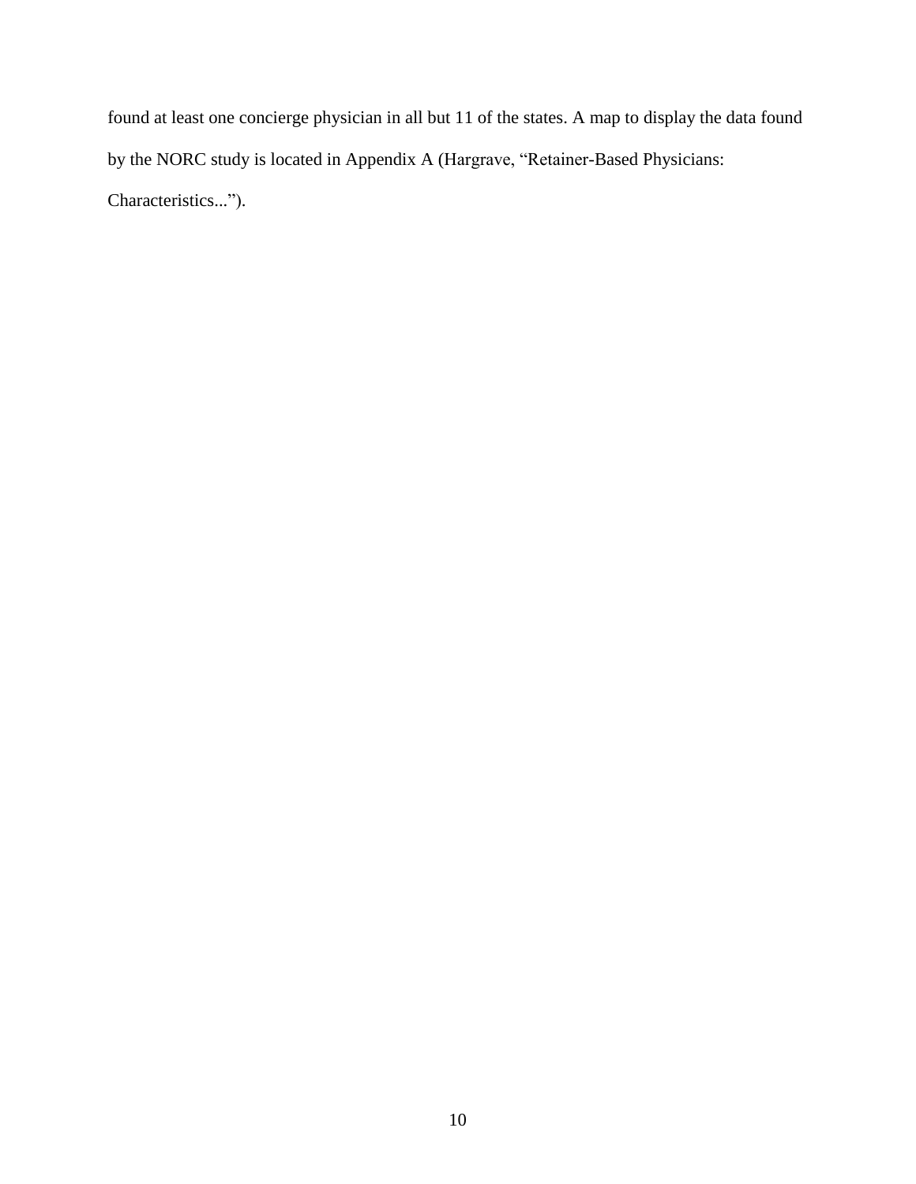found at least one concierge physician in all but 11 of the states. A map to display the data found by the NORC study is located in Appendix A (Hargrave, "Retainer-Based Physicians: Characteristics...").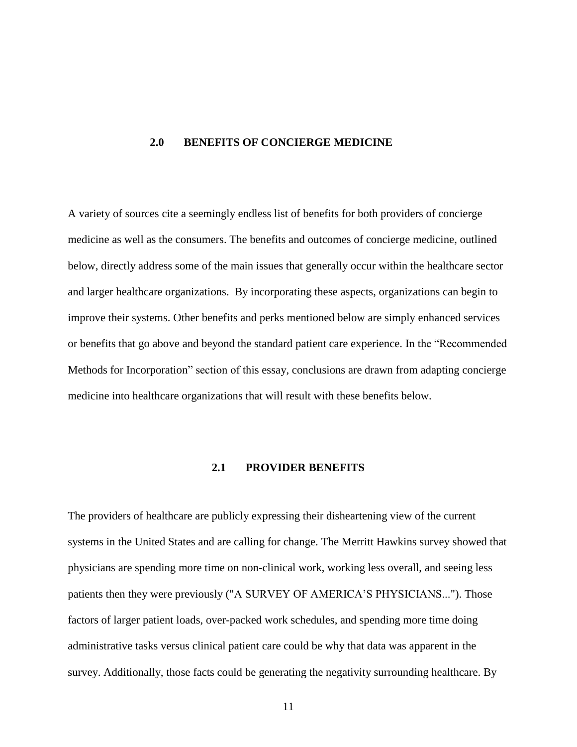## 2.0 BENEFITS OF CONCIERGE MEDICINE

A variety of sources cite a seemingly endless list of benefits for both providers of concierge medicine as well as the consumers. The benefits and outcomes of concierge medicine, outlined below, directly address some of the main issues that generally occur within the healthcare sector and larger healthcare organizations. By incorporating these aspects, organizations can begin to improve their systems. Other benefits and perks mentioned below are simply enhanced services or benefits that go above and beyond the standard patient care experience. In the "Recommended Methods for Incorporation" section of this essay, conclusions are drawn from adapting concierge medicine into healthcare organizations that will result with these benefits below.

### 2.1 PROVIDER BENEFITS

The providers of healthcare are publicly expressing their disheartening view of the current systems in the United States and are calling for change. The Merritt Hawkins survey showed that physicians are spending more time on non-clinical work, working less overall, and seeing less patients then they were previously ("A SURVEY OF AMERICA'S PHYSICIANS..."). Those factors of larger patient loads, over-packed work schedules, and spending more time doing administrative tasks versus clinical patient care could be why that data was apparent in the survey. Additionally, those facts could be generating the negativity surrounding healthcare. By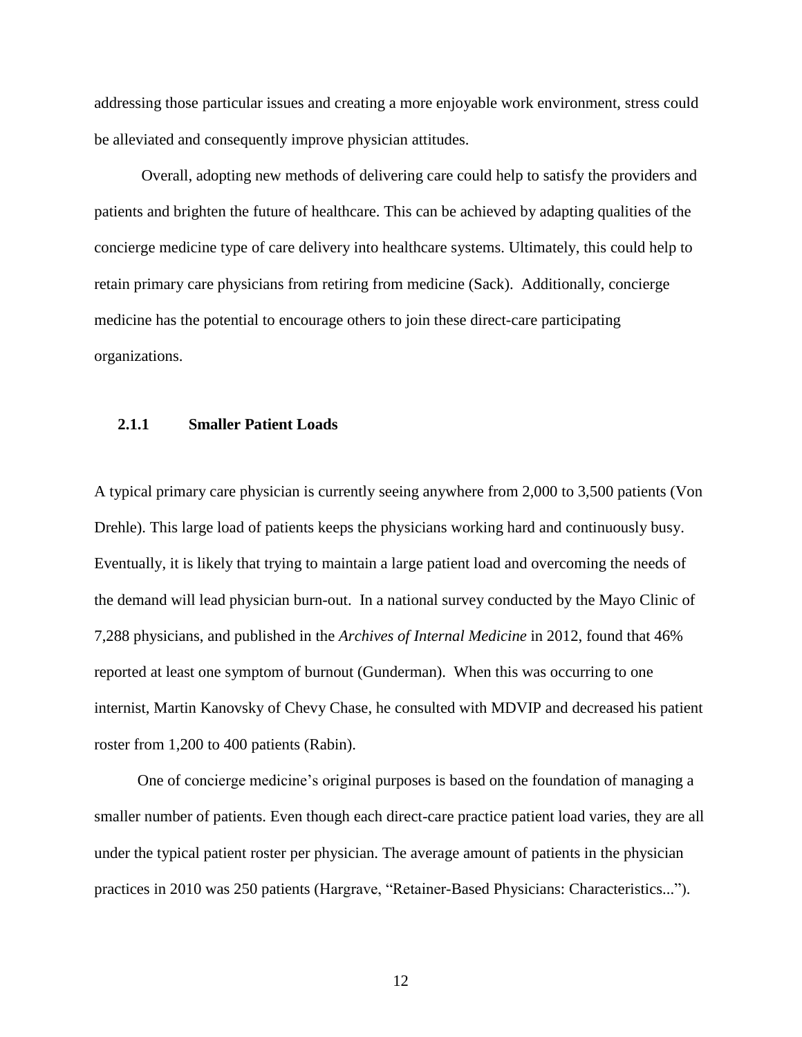addressing those particular issues and creating a more enjoyable work environment, stress could be alleviated and consequently improve physician attitudes.

Overall, adopting new methods of delivering care could help to satisfy the providers and patients and brighten the future of healthcare. This can be achieved by adapting qualities of the concierge medicine type of care delivery into healthcare systems. Ultimately, this could help to retain primary care physicians from retiring from medicine (Sack). Additionally, concierge medicine has the potential to encourage others to join these direct-care participating organizations.

### 2.1.1 Smaller Patient Loads

A typical primary care physician is currently seeing anywhere from 2,000 to 3,500 patients (Von Drehle). This large load of patients keeps the physicians working hard and continuously busy. Eventually, it is likely that trying to maintain a large patient load and overcoming the needs of the demand will lead physician burn-out. In a national survey conducted by the Mayo Clinic of 7,288 physicians, and published in the *Archives of Internal Medicine* in 2012, found that 46% reported at least one symptom of burnout (Gunderman). When this was occurring to one internist, Martin Kanovsky of Chevy Chase, he consulted with MDVIP and decreased his patient roster from 1,200 to 400 patients (Rabin).

One of concierge medicine's original purposes is based on the foundation of managing a smaller number of patients. Even though each direct-care practice patient load varies, they are all under the typical patient roster per physician. The average amount of patients in the physician practices in 2010 was 250 patients (Hargrave, "Retainer-Based Physicians: Characteristics...").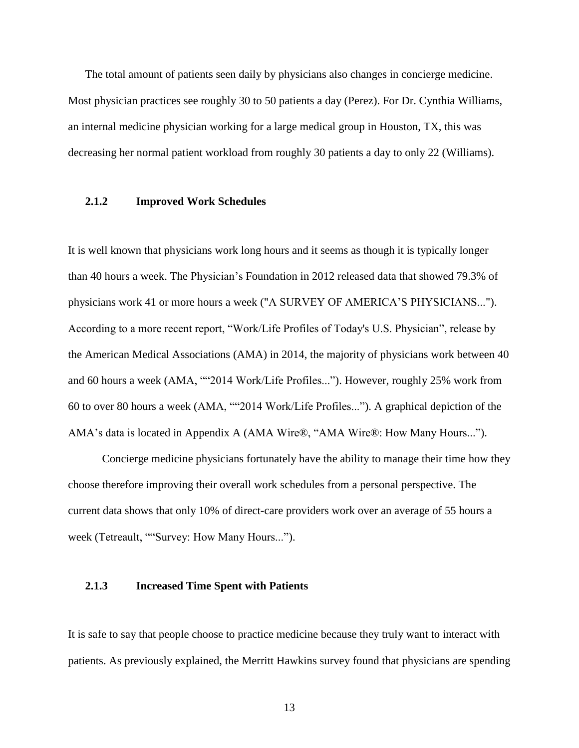The total amount of patients seen daily by physicians also changes in concierge medicine. Most physician practices see roughly 30 to 50 patients a day (Perez). For Dr. Cynthia Williams, an internal medicine physician working for a large medical group in Houston, TX, this was decreasing her normal patient workload from roughly 30 patients a day to only 22 (Williams).

### 2.1.2 Improved Work Schedules

It is well known that physicians work long hours and it seems as though it is typically longer than 40 hours a week. The Physician's Foundation in 2012 released data that showed 79.3% of physicians work 41 or more hours a week ("A SURVEY OF AMERICA'S PHYSICIANS..."). According to a more recent report, "Work/Life Profiles of Today's U.S. Physician", release by the American Medical Associations (AMA) in 2014, the majority of physicians work between 40 and 60 hours a week (AMA, ""2014 Work/Life Profiles..."). However, roughly 25% work from 60 to over 80 hours a week (AMA, ""2014 Work/Life Profiles..."). A graphical depiction of the AMA's data is located in Appendix A (AMA Wire®, "AMA Wire®: How Many Hours...").

Concierge medicine physicians fortunately have the ability to manage their time how they choose therefore improving their overall work schedules from a personal perspective. The current data shows that only 10% of direct-care providers work over an average of 55 hours a week (Tetreault, ""Survey: How Many Hours...").

### 2.1.3 Increased Time Spent with Patients

It is safe to say that people choose to practice medicine because they truly want to interact with patients. As previously explained, the Merritt Hawkins survey found that physicians are spending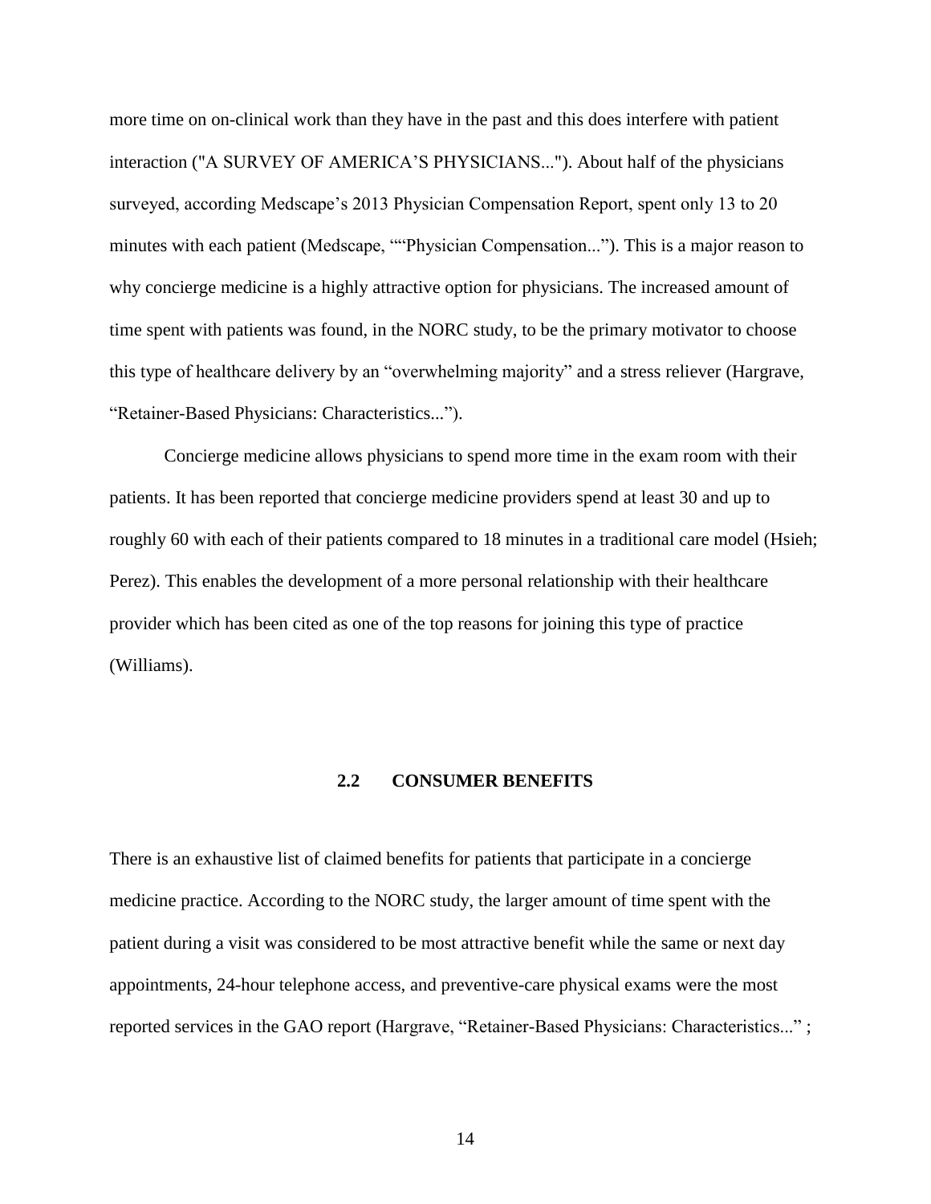more time on on-clinical work than they have in the past and this does interfere with patient interaction ("A SURVEY OF AMERICA'S PHYSICIANS..."). About half of the physicians surveyed, according Medscape's 2013 Physician Compensation Report, spent only 13 to 20 minutes with each patient (Medscape, ""Physician Compensation..."). This is a major reason to why concierge medicine is a highly attractive option for physicians. The increased amount of time spent with patients was found, in the NORC study, to be the primary motivator to choose this type of healthcare delivery by an "overwhelming majority" and a stress reliever (Hargrave, "Retainer-Based Physicians: Characteristics...").

Concierge medicine allows physicians to spend more time in the exam room with their patients. It has been reported that concierge medicine providers spend at least 30 and up to roughly 60 with each of their patients compared to 18 minutes in a traditional care model (Hsieh; Perez). This enables the development of a more personal relationship with their healthcare provider which has been cited as one of the top reasons for joining this type of practice (Williams).

## 2.2 CONSUMER BENEFITS

There is an exhaustive list of claimed benefits for patients that participate in a concierge medicine practice. According to the NORC study, the larger amount of time spent with the patient during a visit was considered to be most attractive benefit while the same or next day appointments, 24-hour telephone access, and preventive-care physical exams were the most reported services in the GAO report (Hargrave, "Retainer-Based Physicians: Characteristics..." ;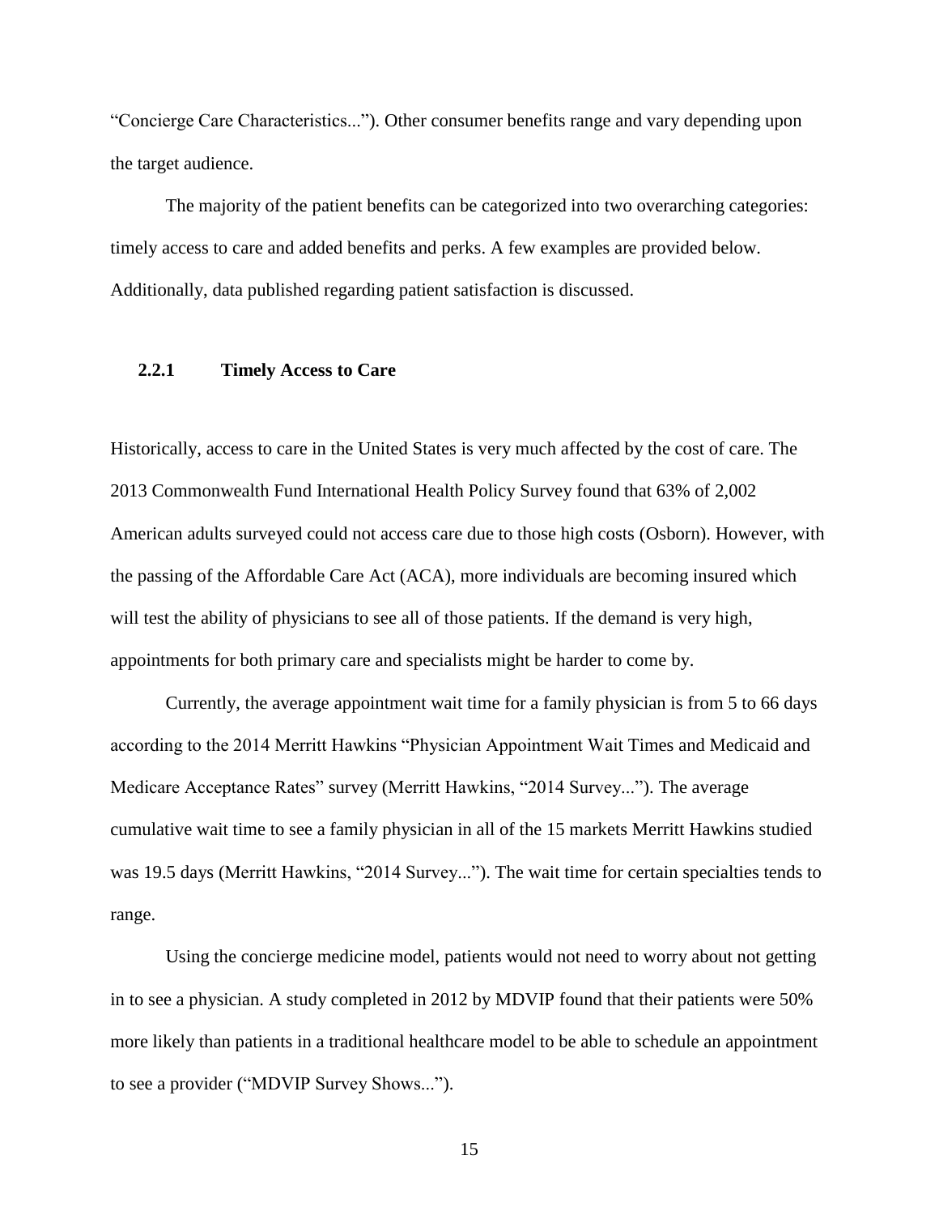“Concierge Care Characteristics...”). Other consumer benefits range and vary depending upon the target audience.

The majority of the patient benefits can be categorized into two overarching categories: timely access to care and added benefits and perks. A few examples are provided below. Additionally, data published regarding patient satisfaction is discussed.

### 2.2.1 Timely Access to Care

Historically, access to care in the United States is very much affected by the cost of care. The 2013 Commonwealth Fund International Health Policy Survey found that 63% of 2,002 American adults surveyed could not access care due to those high costs (Osborn). However, with the passing of the Affordable Care Act (ACA), more individuals are becoming insured which will test the ability of physicians to see all of those patients. If the demand is very high, appointments for both primary care and specialists might be harder to come by.

Currently, the average appointment wait time for a family physician is from 5 to 66 days according to the 2014 Merritt Hawkins “Physician Appointment Wait Times and Medicaid and Medicare Acceptance Rates” survey (Merritt Hawkins, “2014 Survey...”). The average cumulative wait time to see a family physician in all of the 15 markets Merritt Hawkins studied was 19.5 days (Merritt Hawkins, “2014 Survey...”). The wait time for certain specialties tends to range.

Using the concierge medicine model, patients would not need to worry about not getting in to see a physician. A study completed in 2012 by MDVIP found that their patients were 50% more likely than patients in a traditional healthcare model to be able to schedule an appointment to see a provider (“MDVIP Survey Shows...”).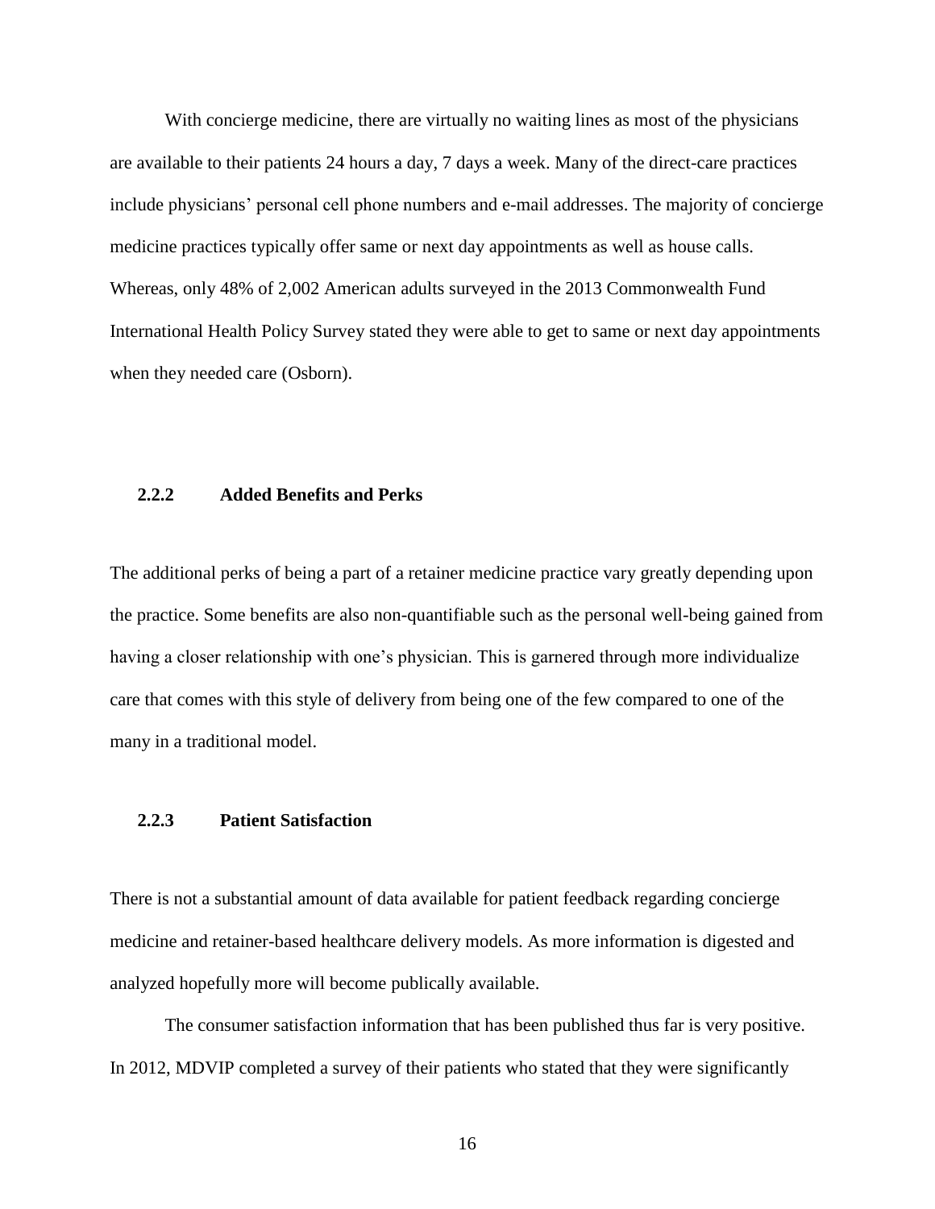With concierge medicine, there are virtually no waiting lines as most of the physicians are available to their patients 24 hours a day, 7 days a week. Many of the direct-care practices include physicians' personal cell phone numbers and e-mail addresses. The majority of concierge medicine practices typically offer same or next day appointments as well as house calls. Whereas, only 48% of 2,002 American adults surveyed in the 2013 Commonwealth Fund International Health Policy Survey stated they were able to get to same or next day appointments when they needed care (Osborn).

### 2.2.2 Added Benefits and Perks

The additional perks of being a part of a retainer medicine practice vary greatly depending upon the practice. Some benefits are also non-quantifiable such as the personal well-being gained from having a closer relationship with one's physician. This is garnered through more individualize care that comes with this style of delivery from being one of the few compared to one of the many in a traditional model.

### 2.2.3 Patient Satisfaction

There is not a substantial amount of data available for patient feedback regarding concierge medicine and retainer-based healthcare delivery models. As more information is digested and analyzed hopefully more will become publically available.

The consumer satisfaction information that has been published thus far is very positive. In 2012, MDVIP completed a survey of their patients who stated that they were significantly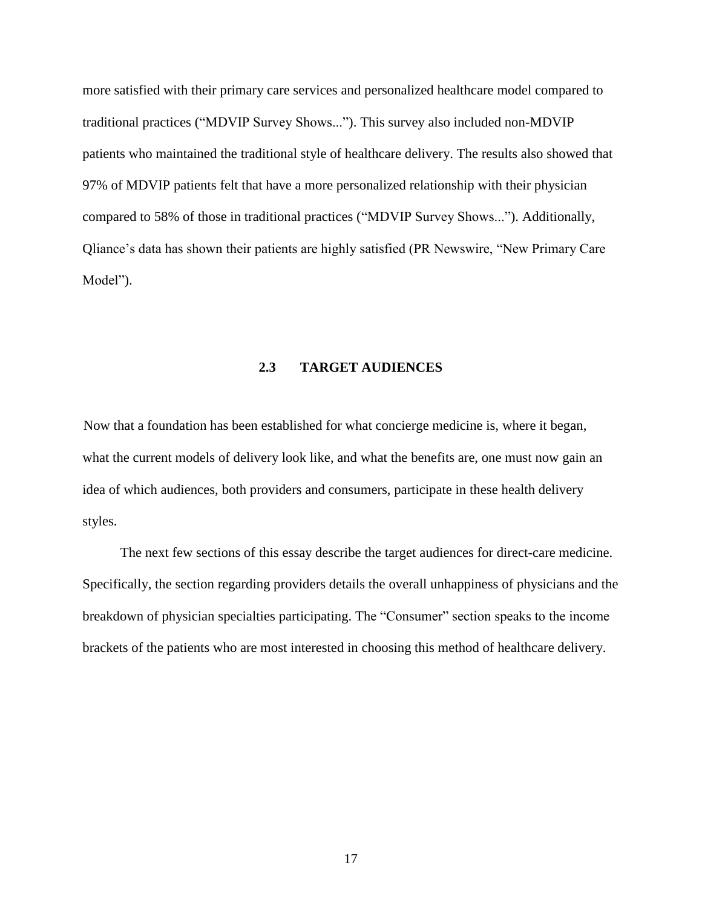more satisfied with their primary care services and personalized healthcare model compared to traditional practices ("MDVIP Survey Shows..."). This survey also included non-MDVIP patients who maintained the traditional style of healthcare delivery. The results also showed that 97% of MDVIP patients felt that have a more personalized relationship with their physician compared to 58% of those in traditional practices ("MDVIP Survey Shows..."). Additionally, Qliance's data has shown their patients are highly satisfied (PR Newswire, "New Primary Care Model").

### 2.3 TARGET AUDIENCES

Now that a foundation has been established for what concierge medicine is, where it began, what the current models of delivery look like, and what the benefits are, one must now gain an idea of which audiences, both providers and consumers, participate in these health delivery styles.

The next few sections of this essay describe the target audiences for direct-care medicine. Specifically, the section regarding providers details the overall unhappiness of physicians and the breakdown of physician specialties participating. The "Consumer" section speaks to the income brackets of the patients who are most interested in choosing this method of healthcare delivery.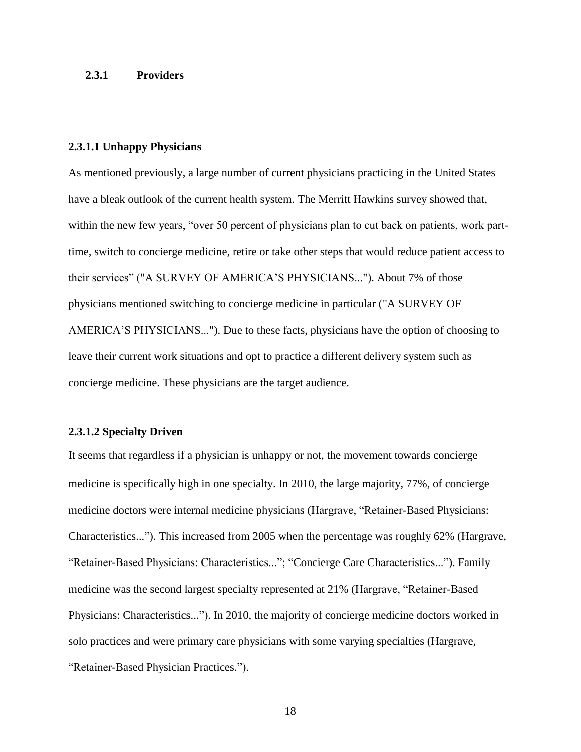### 2.3.1 Providers

#### 2.3.1.1 Unhappy Physicians

As mentioned previously, a large number of current physicians practicing in the United States have a bleak outlook of the current health system. The Merritt Hawkins survey showed that, within the new few years, "over 50 percent of physicians plan to cut back on patients, work part-time, switch to concierge medicine, retire or take other steps that would reduce patient access to their services" ("A SURVEY OF AMERICA'S PHYSICIANS..."). About 7% of those physicians mentioned switching to concierge medicine in particular ("A SURVEY OF AMERICA'S PHYSICIANS..."). Due to these facts, physicians have the option of choosing to leave their current work situations and opt to practice a different delivery system such as concierge medicine. These physicians are the target audience.

#### 2.3.1.2 Specialty Driven

It seems that regardless if a physician is unhappy or not, the movement towards concierge medicine is specifically high in one specialty. In 2010, the large majority, 77%, of concierge medicine doctors were internal medicine physicians (Hargrave, "Retainer-Based Physicians: Characteristics..."). This increased from 2005 when the percentage was roughly 62% (Hargrave, "Retainer-Based Physicians: Characteristics..."; "Concierge Care Characteristics..."). Family medicine was the second largest specialty represented at 21% (Hargrave, "Retainer-Based Physicians: Characteristics..."). In 2010, the majority of concierge medicine doctors worked in solo practices and were primary care physicians with some varying specialties (Hargrave, "Retainer-Based Physician Practices.").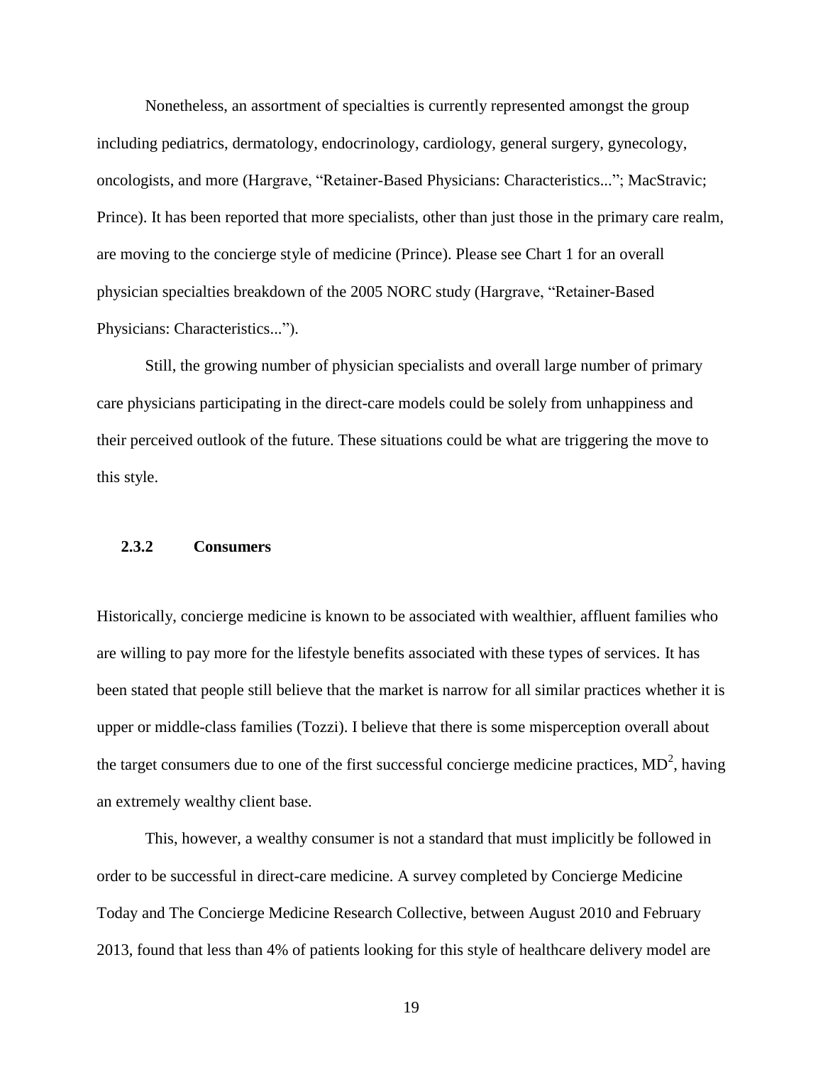Nonetheless, an assortment of specialties is currently represented amongst the group including pediatrics, dermatology, endocrinology, cardiology, general surgery, gynecology, oncologists, and more (Hargrave, "Retainer-Based Physicians: Characteristics..."; MacStravic; Prince). It has been reported that more specialists, other than just those in the primary care realm, are moving to the concierge style of medicine (Prince). Please see Chart 1 for an overall physician specialties breakdown of the 2005 NORC study (Hargrave, "Retainer-Based Physicians: Characteristics...").

Still, the growing number of physician specialists and overall large number of primary care physicians participating in the direct-care models could be solely from unhappiness and their perceived outlook of the future. These situations could be what are triggering the move to this style.

### 2.3.2 Consumers

Historically, concierge medicine is known to be associated with wealthier, affluent families who are willing to pay more for the lifestyle benefits associated with these types of services. It has been stated that people still believe that the market is narrow for all similar practices whether it is upper or middle-class families (Tozzi). I believe that there is some misperception overall about the target consumers due to one of the first successful concierge medicine practices, $MD^2$, having an extremely wealthy client base.

This, however, a wealthy consumer is not a standard that must implicitly be followed in order to be successful in direct-care medicine. A survey completed by Concierge Medicine Today and The Concierge Medicine Research Collective, between August 2010 and February 2013, found that less than 4% of patients looking for this style of healthcare delivery model are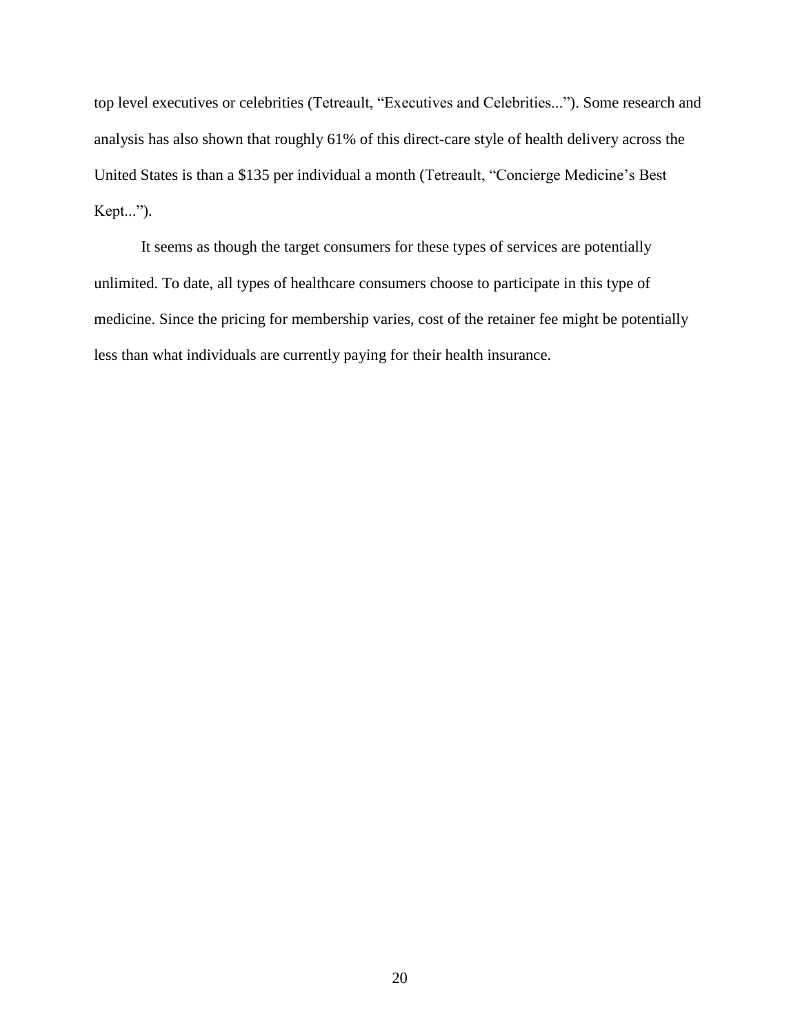top level executives or celebrities (Tetreault, "Executives and Celebrities..."). Some research and analysis has also shown that roughly 61% of this direct-care style of health delivery across the United States is than a $135 per individual a month (Tetreault, "Concierge Medicine's Best Kept...").

It seems as though the target consumers for these types of services are potentially unlimited. To date, all types of healthcare consumers choose to participate in this type of medicine. Since the pricing for membership varies, cost of the retainer fee might be potentially less than what individuals are currently paying for their health insurance.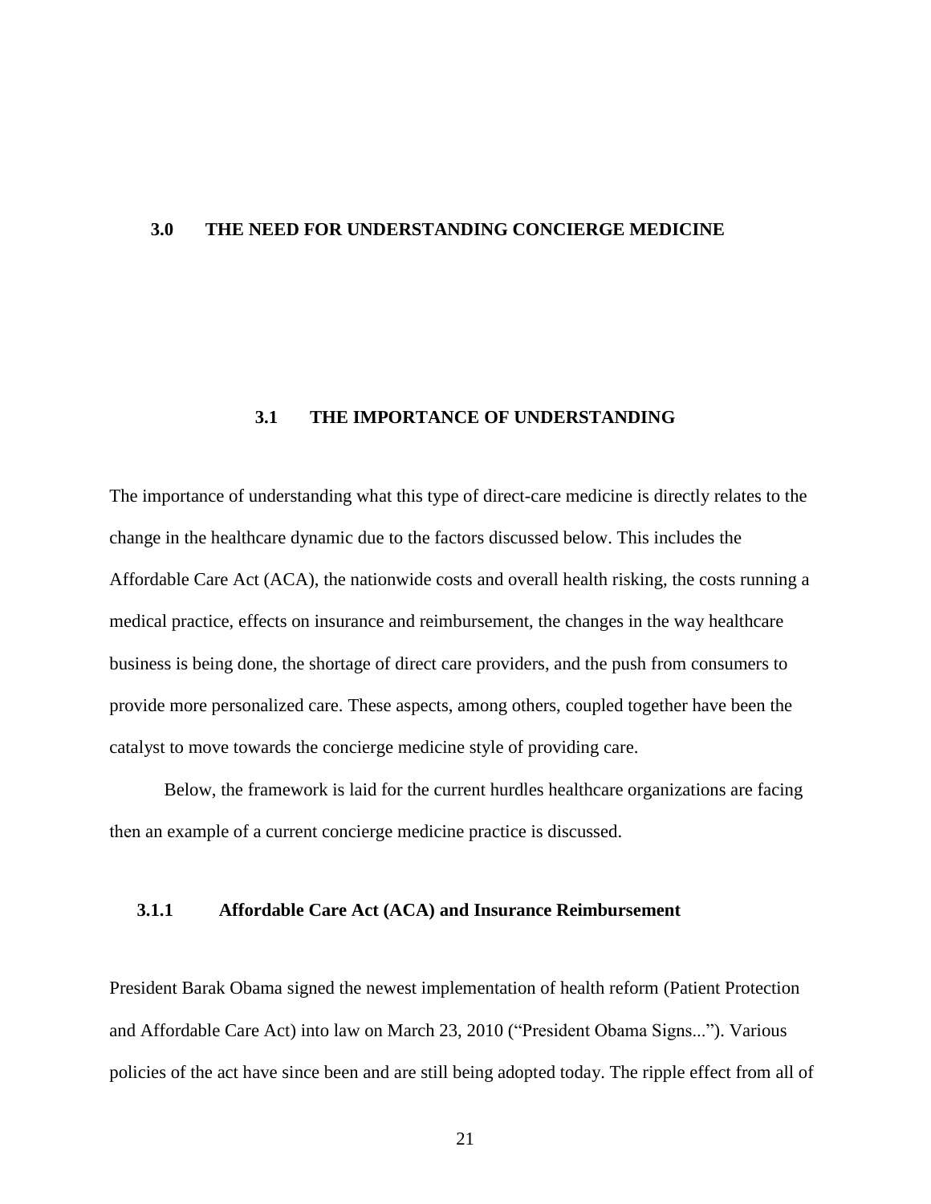# 3.0 THE NEED FOR UNDERSTANDING CONCIERGE MEDICINE

## 3.1 THE IMPORTANCE OF UNDERSTANDING

The importance of understanding what this type of direct-care medicine is directly relates to the change in the healthcare dynamic due to the factors discussed below. This includes the Affordable Care Act (ACA), the nationwide costs and overall health risking, the costs running a medical practice, effects on insurance and reimbursement, the changes in the way healthcare business is being done, the shortage of direct care providers, and the push from consumers to provide more personalized care. These aspects, among others, coupled together have been the catalyst to move towards the concierge medicine style of providing care.

Below, the framework is laid for the current hurdles healthcare organizations are facing then an example of a current concierge medicine practice is discussed.

### 3.1.1 Affordable Care Act (ACA) and Insurance Reimbursement

President Barak Obama signed the newest implementation of health reform (Patient Protection and Affordable Care Act) into law on March 23, 2010 ("President Obama Signs..."). Various policies of the act have since been and are still being adopted today. The ripple effect from all of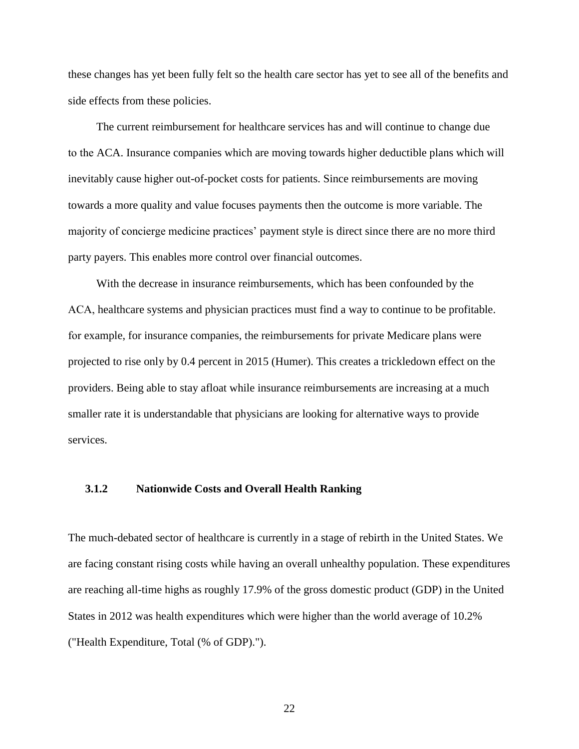these changes has yet been fully felt so the health care sector has yet to see all of the benefits and side effects from these policies.

The current reimbursement for healthcare services has and will continue to change due to the ACA. Insurance companies which are moving towards higher deductible plans which will inevitably cause higher out-of-pocket costs for patients. Since reimbursements are moving towards a more quality and value focuses payments then the outcome is more variable. The majority of concierge medicine practices' payment style is direct since there are no more third party payers. This enables more control over financial outcomes.

With the decrease in insurance reimbursements, which has been confounded by the ACA, healthcare systems and physician practices must find a way to continue to be profitable. for example, for insurance companies, the reimbursements for private Medicare plans were projected to rise only by 0.4 percent in 2015 (Humer). This creates a trickledown effect on the providers. Being able to stay afloat while insurance reimbursements are increasing at a much smaller rate it is understandable that physicians are looking for alternative ways to provide services.

### 3.1.2 Nationwide Costs and Overall Health Ranking

The much-debated sector of healthcare is currently in a stage of rebirth in the United States. We are facing constant rising costs while having an overall unhealthy population. These expenditures are reaching all-time highs as roughly 17.9% of the gross domestic product (GDP) in the United States in 2012 was health expenditures which were higher than the world average of 10.2% ("Health Expenditure, Total (% of GDP).").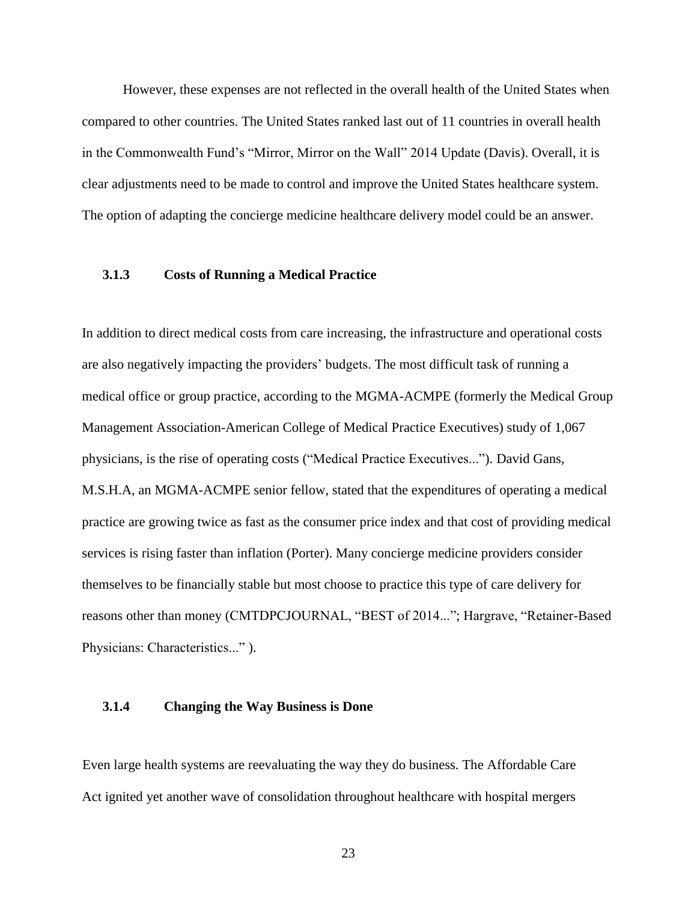However, these expenses are not reflected in the overall health of the United States when compared to other countries. The United States ranked last out of 11 countries in overall health in the Commonwealth Fund's "Mirror, Mirror on the Wall" 2014 Update (Davis). Overall, it is clear adjustments need to be made to control and improve the United States healthcare system. The option of adapting the concierge medicine healthcare delivery model could be an answer.

### 3.1.3 Costs of Running a Medical Practice

In addition to direct medical costs from care increasing, the infrastructure and operational costs are also negatively impacting the providers' budgets. The most difficult task of running a medical office or group practice, according to the MGMA-ACMPE (formerly the Medical Group Management Association-American College of Medical Practice Executives) study of 1,067 physicians, is the rise of operating costs ("Medical Practice Executives..."). David Gans, M.S.H.A, an MGMA-ACMPE senior fellow, stated that the expenditures of operating a medical practice are growing twice as fast as the consumer price index and that cost of providing medical services is rising faster than inflation (Porter). Many concierge medicine providers consider themselves to be financially stable but most choose to practice this type of care delivery for reasons other than money (CMTDPCJOURNAL, "BEST of 2014..."; Hargrave, "Retainer-Based Physicians: Characteristics..." ).

### 3.1.4 Changing the Way Business is Done

Even large health systems are reevaluating the way they do business. The Affordable Care Act ignited yet another wave of consolidation throughout healthcare with hospital mergers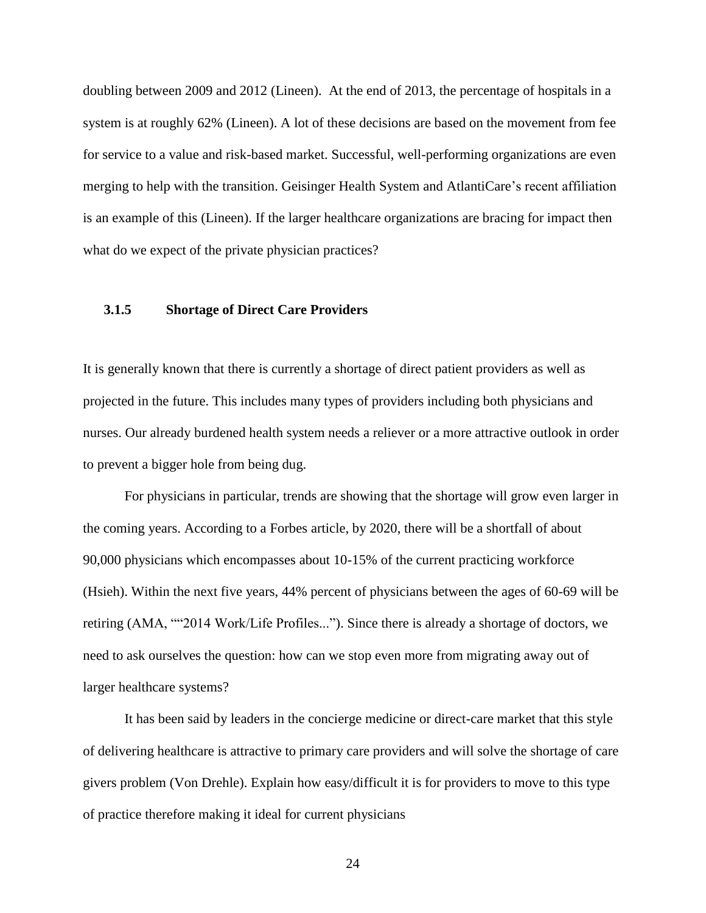doubling between 2009 and 2012 (Lineen). At the end of 2013, the percentage of hospitals in a system is at roughly 62% (Lineen). A lot of these decisions are based on the movement from fee for service to a value and risk-based market. Successful, well-performing organizations are even merging to help with the transition. Geisinger Health System and AtlantiCare's recent affiliation is an example of this (Lineen). If the larger healthcare organizations are bracing for impact then what do we expect of the private physician practices?

### 3.1.5 Shortage of Direct Care Providers

It is generally known that there is currently a shortage of direct patient providers as well as projected in the future. This includes many types of providers including both physicians and nurses. Our already burdened health system needs a reliever or a more attractive outlook in order to prevent a bigger hole from being dug.

For physicians in particular, trends are showing that the shortage will grow even larger in the coming years. According to a Forbes article, by 2020, there will be a shortfall of about 90,000 physicians which encompasses about 10-15% of the current practicing workforce (Hsieh). Within the next five years, 44% percent of physicians between the ages of 60-69 will be retiring (AMA, ""2014 Work/Life Profiles..."). Since there is already a shortage of doctors, we need to ask ourselves the question: how can we stop even more from migrating away out of larger healthcare systems?

It has been said by leaders in the concierge medicine or direct-care market that this style of delivering healthcare is attractive to primary care providers and will solve the shortage of care givers problem (Von Drehle). Explain how easy/difficult it is for providers to move to this type of practice therefore making it ideal for current physicians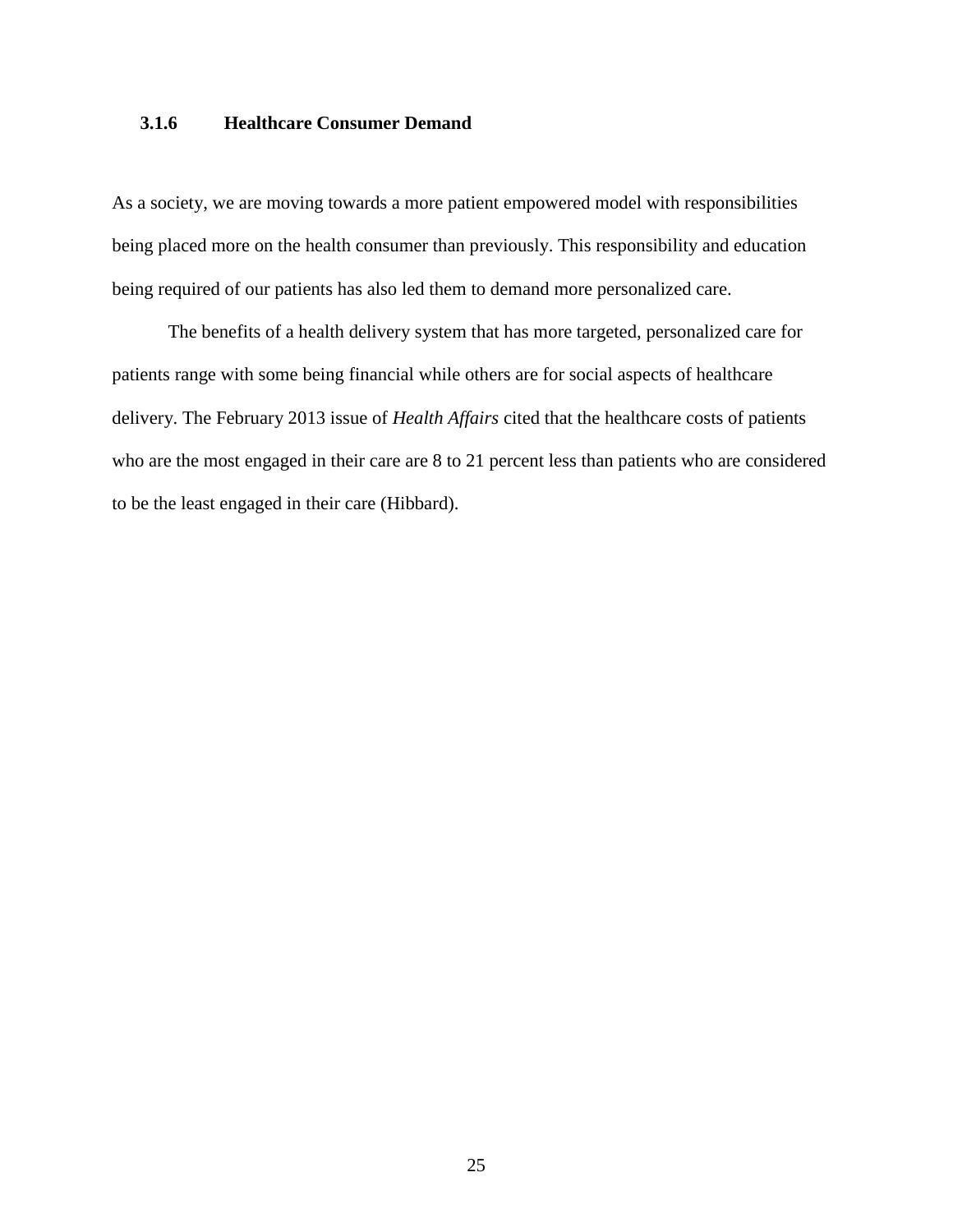### 3.1.6 Healthcare Consumer Demand

As a society, we are moving towards a more patient empowered model with responsibilities being placed more on the health consumer than previously. This responsibility and education being required of our patients has also led them to demand more personalized care.

The benefits of a health delivery system that has more targeted, personalized care for patients range with some being financial while others are for social aspects of healthcare delivery. The February 2013 issue of *Health Affairs* cited that the healthcare costs of patients who are the most engaged in their care are 8 to 21 percent less than patients who are considered to be the least engaged in their care (Hibbard).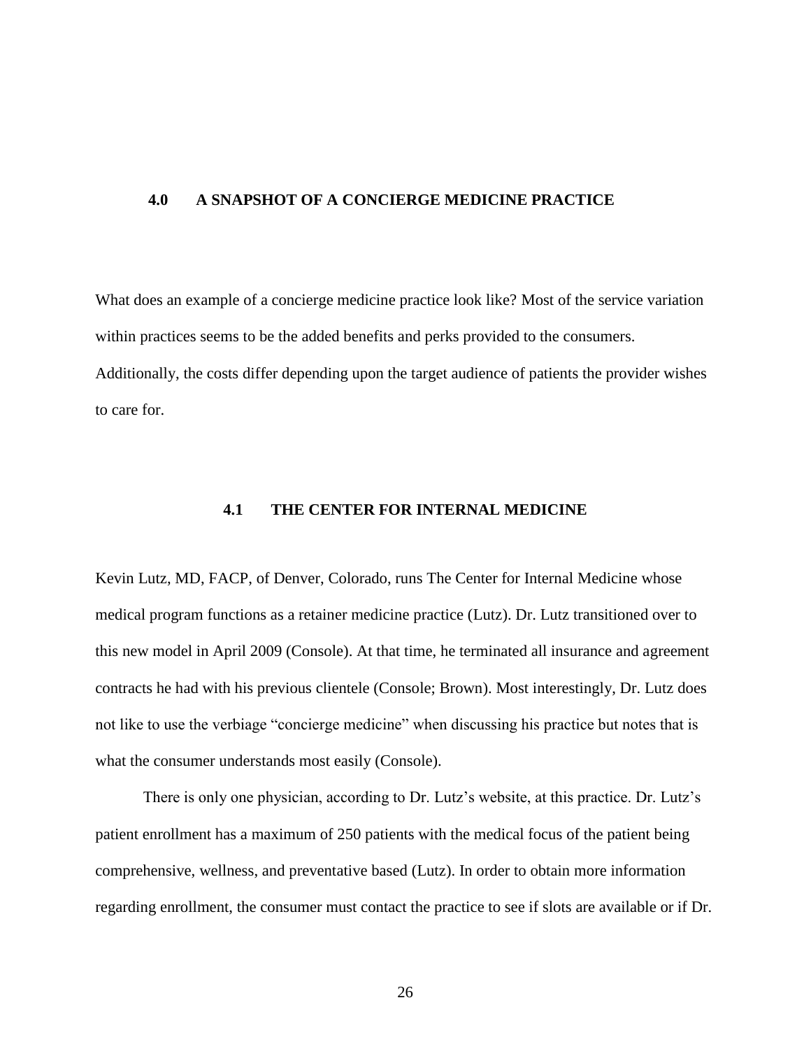# 4.0 A SNAPSHOT OF A CONCIERGE MEDICINE PRACTICE

What does an example of a concierge medicine practice look like? Most of the service variation within practices seems to be the added benefits and perks provided to the consumers. Additionally, the costs differ depending upon the target audience of patients the provider wishes to care for.

## 4.1 THE CENTER FOR INTERNAL MEDICINE

Kevin Lutz, MD, FACP, of Denver, Colorado, runs The Center for Internal Medicine whose medical program functions as a retainer medicine practice (Lutz). Dr. Lutz transitioned over to this new model in April 2009 (Console). At that time, he terminated all insurance and agreement contracts he had with his previous clientele (Console; Brown). Most interestingly, Dr. Lutz does not like to use the verbiage "concierge medicine" when discussing his practice but notes that is what the consumer understands most easily (Console).

There is only one physician, according to Dr. Lutz's website, at this practice. Dr. Lutz's patient enrollment has a maximum of 250 patients with the medical focus of the patient being comprehensive, wellness, and preventative based (Lutz). In order to obtain more information regarding enrollment, the consumer must contact the practice to see if slots are available or if Dr.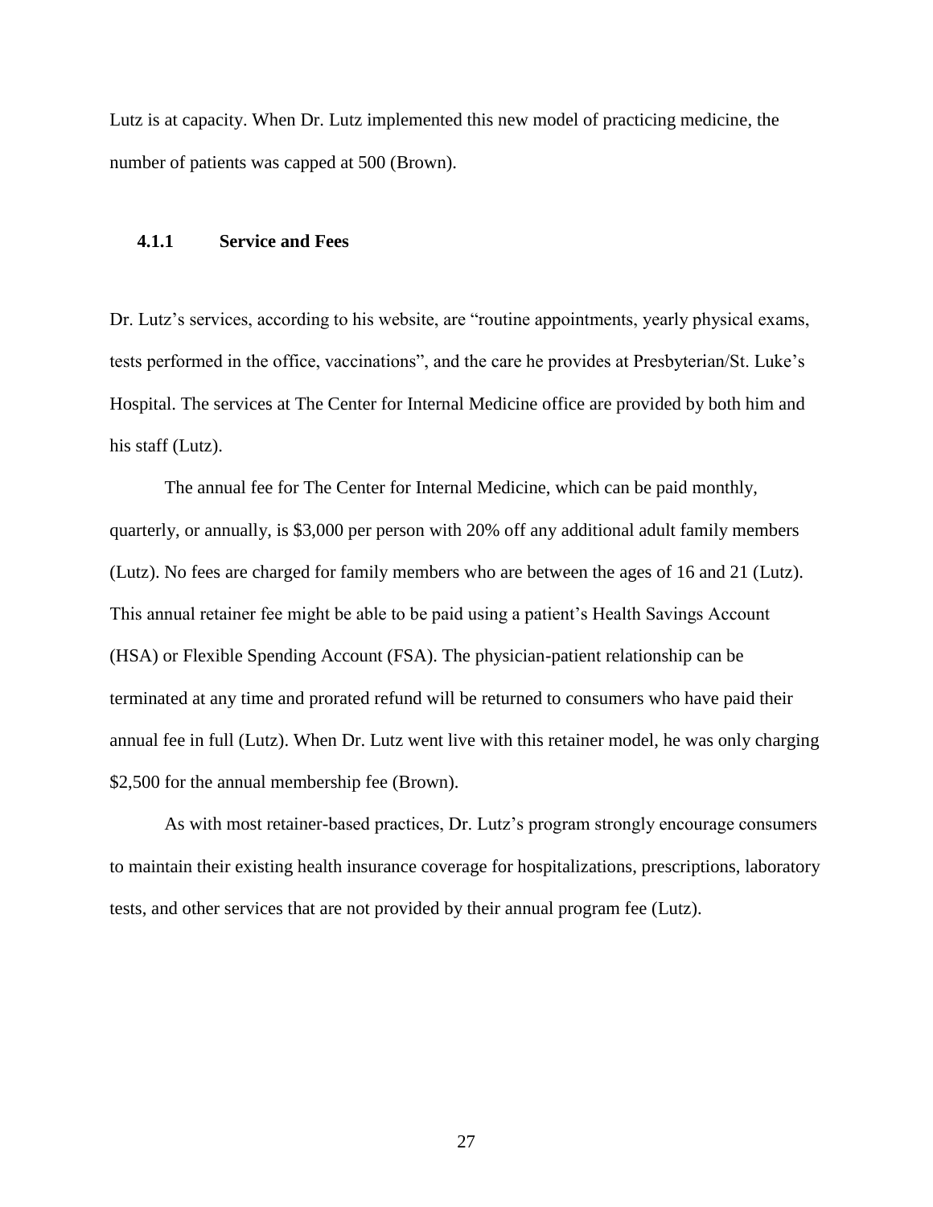Lutz is at capacity. When Dr. Lutz implemented this new model of practicing medicine, the number of patients was capped at 500 (Brown).

### 4.1.1 Service and Fees

Dr. Lutz's services, according to his website, are "routine appointments, yearly physical exams, tests performed in the office, vaccinations", and the care he provides at Presbyterian/St. Luke's Hospital. The services at The Center for Internal Medicine office are provided by both him and his staff (Lutz).

The annual fee for The Center for Internal Medicine, which can be paid monthly, quarterly, or annually, is $3,000 per person with 20% off any additional adult family members (Lutz). No fees are charged for family members who are between the ages of 16 and 21 (Lutz). This annual retainer fee might be able to be paid using a patient's Health Savings Account (HSA) or Flexible Spending Account (FSA). The physician-patient relationship can be terminated at any time and prorated refund will be returned to consumers who have paid their annual fee in full (Lutz). When Dr. Lutz went live with this retainer model, he was only charging $2,500 for the annual membership fee (Brown).

As with most retainer-based practices, Dr. Lutz's program strongly encourage consumers to maintain their existing health insurance coverage for hospitalizations, prescriptions, laboratory tests, and other services that are not provided by their annual program fee (Lutz).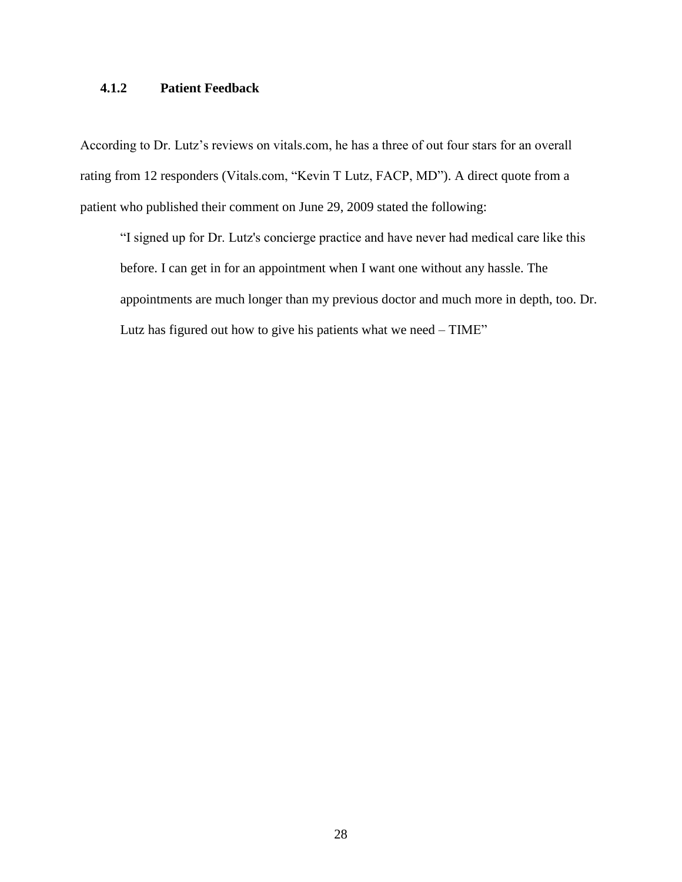### 4.1.2 Patient Feedback

According to Dr. Lutz's reviews on vitals.com, he has a three of out four stars for an overall rating from 12 responders (Vitals.com, "Kevin T Lutz, FACP, MD"). A direct quote from a patient who published their comment on June 29, 2009 stated the following:

> "I signed up for Dr. Lutz's concierge practice and have never had medical care like this before. I can get in for an appointment when I want one without any hassle. The appointments are much longer than my previous doctor and much more in depth, too. Dr. Lutz has figured out how to give his patients what we need – TIME"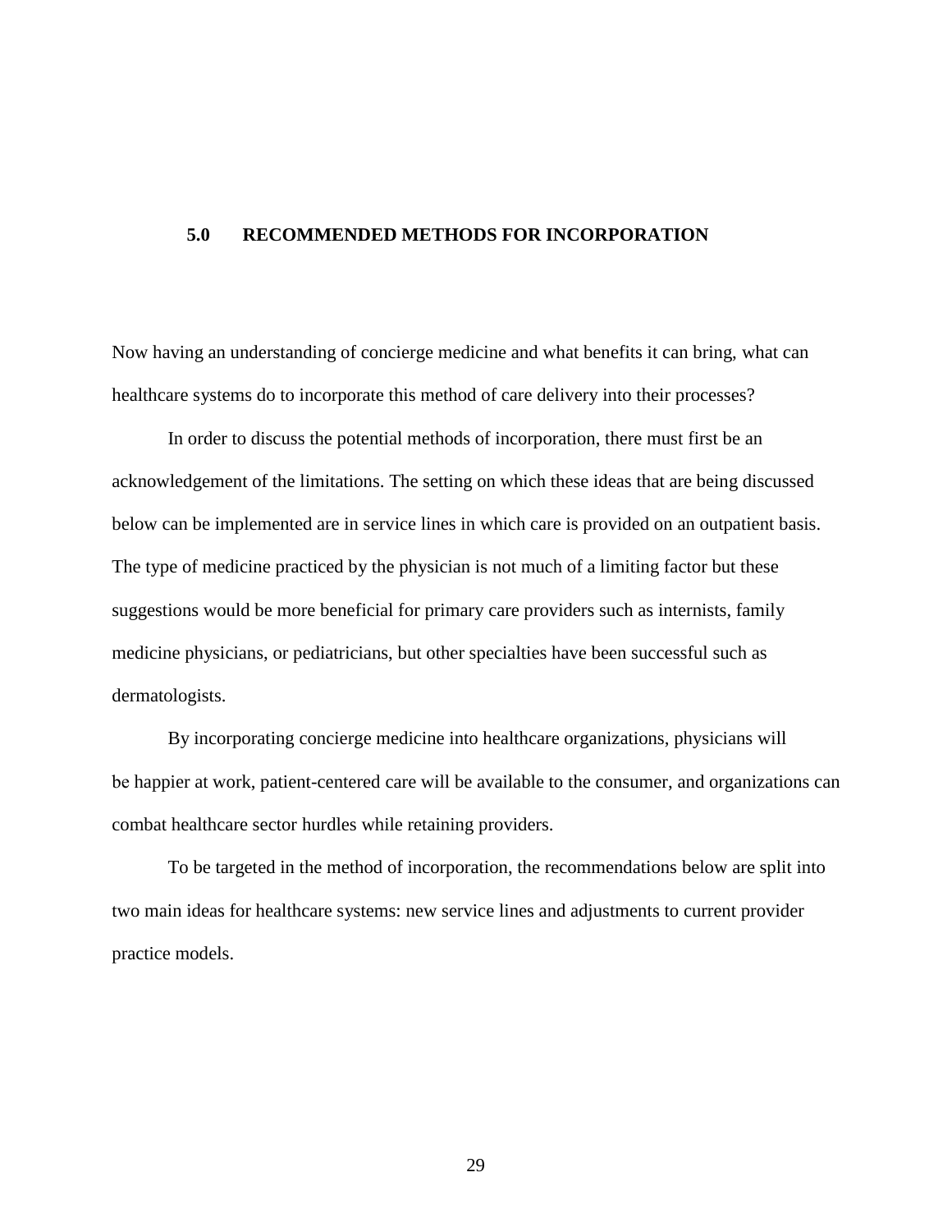# 5.0 RECOMMENDED METHODS FOR INCORPORATION

Now having an understanding of concierge medicine and what benefits it can bring, what can healthcare systems do to incorporate this method of care delivery into their processes?

In order to discuss the potential methods of incorporation, there must first be an acknowledgement of the limitations. The setting on which these ideas that are being discussed below can be implemented are in service lines in which care is provided on an outpatient basis. The type of medicine practiced by the physician is not much of a limiting factor but these suggestions would be more beneficial for primary care providers such as internists, family medicine physicians, or pediatricians, but other specialties have been successful such as dermatologists.

By incorporating concierge medicine into healthcare organizations, physicians will be happier at work, patient-centered care will be available to the consumer, and organizations can combat healthcare sector hurdles while retaining providers.

To be targeted in the method of incorporation, the recommendations below are split into two main ideas for healthcare systems: new service lines and adjustments to current provider practice models.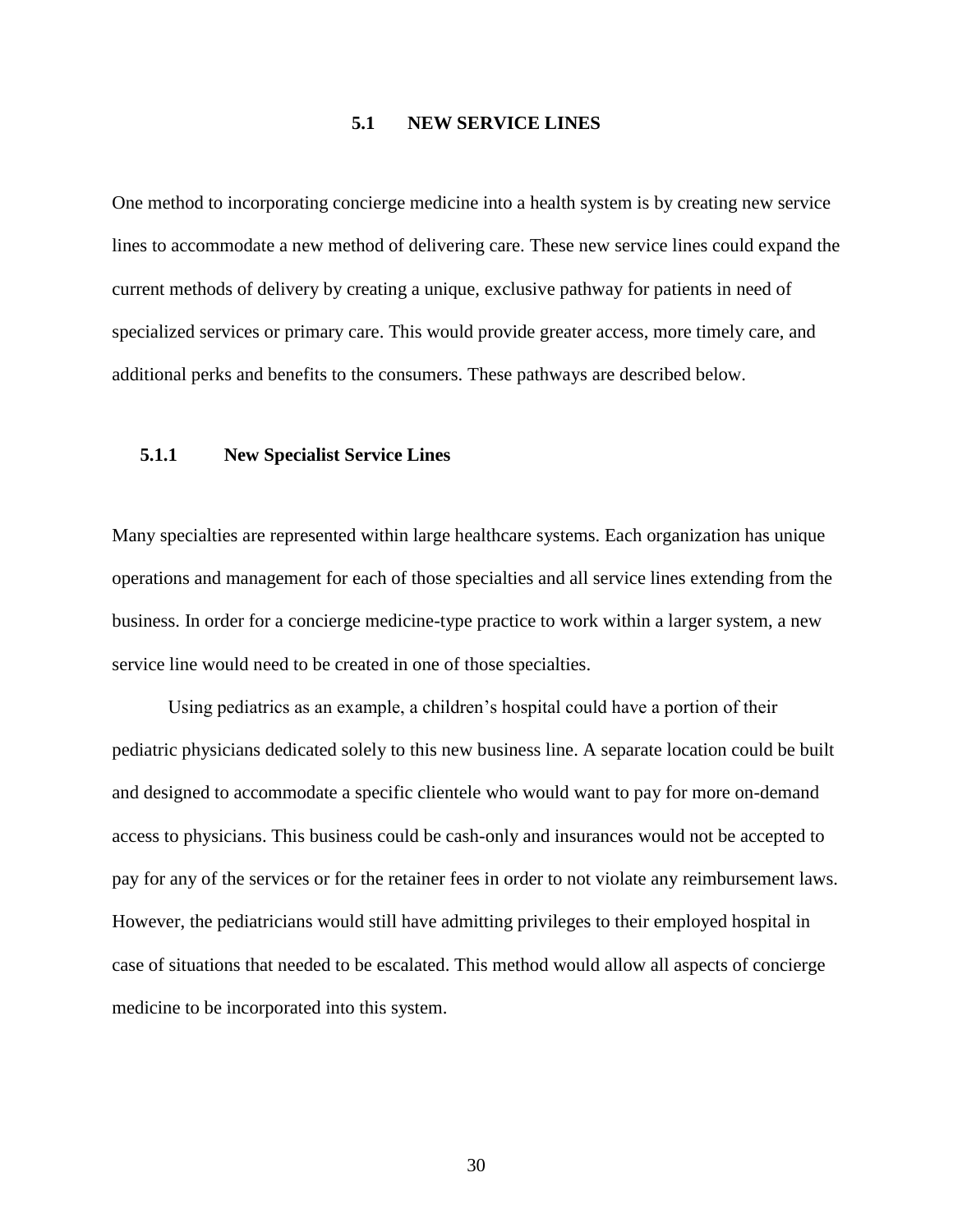## 5.1 NEW SERVICE LINES

One method to incorporating concierge medicine into a health system is by creating new service lines to accommodate a new method of delivering care. These new service lines could expand the current methods of delivery by creating a unique, exclusive pathway for patients in need of specialized services or primary care. This would provide greater access, more timely care, and additional perks and benefits to the consumers. These pathways are described below.

### 5.1.1 New Specialist Service Lines

Many specialties are represented within large healthcare systems. Each organization has unique operations and management for each of those specialties and all service lines extending from the business. In order for a concierge medicine-type practice to work within a larger system, a new service line would need to be created in one of those specialties.

Using pediatrics as an example, a children's hospital could have a portion of their pediatric physicians dedicated solely to this new business line. A separate location could be built and designed to accommodate a specific clientele who would want to pay for more on-demand access to physicians. This business could be cash-only and insurances would not be accepted to pay for any of the services or for the retainer fees in order to not violate any reimbursement laws. However, the pediatricians would still have admitting privileges to their employed hospital in case of situations that needed to be escalated. This method would allow all aspects of concierge medicine to be incorporated into this system.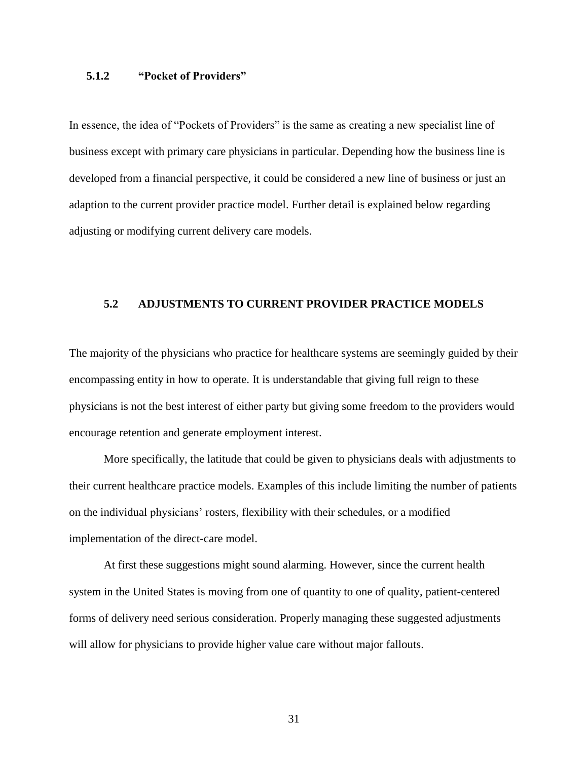### 5.1.2 "Pocket of Providers"

In essence, the idea of "Pockets of Providers" is the same as creating a new specialist line of business except with primary care physicians in particular. Depending how the business line is developed from a financial perspective, it could be considered a new line of business or just an adaption to the current provider practice model. Further detail is explained below regarding adjusting or modifying current delivery care models.

## 5.2 ADJUSTMENTS TO CURRENT PROVIDER PRACTICE MODELS

The majority of the physicians who practice for healthcare systems are seemingly guided by their encompassing entity in how to operate. It is understandable that giving full reign to these physicians is not the best interest of either party but giving some freedom to the providers would encourage retention and generate employment interest.

More specifically, the latitude that could be given to physicians deals with adjustments to their current healthcare practice models. Examples of this include limiting the number of patients on the individual physicians' rosters, flexibility with their schedules, or a modified implementation of the direct-care model.

At first these suggestions might sound alarming. However, since the current health system in the United States is moving from one of quantity to one of quality, patient-centered forms of delivery need serious consideration. Properly managing these suggested adjustments will allow for physicians to provide higher value care without major fallouts.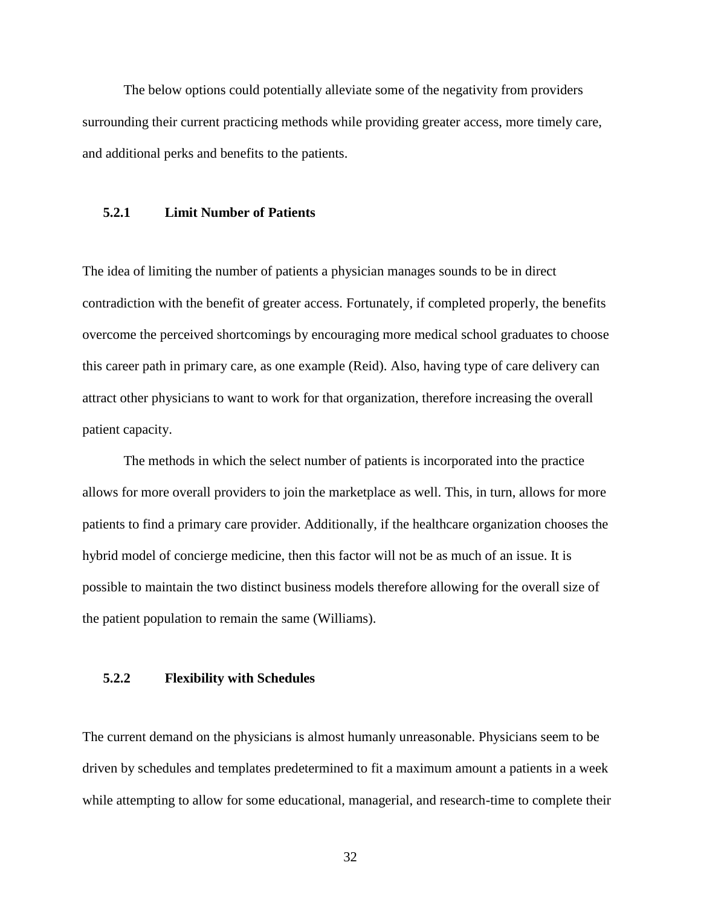The below options could potentially alleviate some of the negativity from providers surrounding their current practicing methods while providing greater access, more timely care, and additional perks and benefits to the patients.

### 5.2.1 Limit Number of Patients

The idea of limiting the number of patients a physician manages sounds to be in direct contradiction with the benefit of greater access. Fortunately, if completed properly, the benefits overcome the perceived shortcomings by encouraging more medical school graduates to choose this career path in primary care, as one example (Reid). Also, having type of care delivery can attract other physicians to want to work for that organization, therefore increasing the overall patient capacity.

The methods in which the select number of patients is incorporated into the practice allows for more overall providers to join the marketplace as well. This, in turn, allows for more patients to find a primary care provider. Additionally, if the healthcare organization chooses the hybrid model of concierge medicine, then this factor will not be as much of an issue. It is possible to maintain the two distinct business models therefore allowing for the overall size of the patient population to remain the same (Williams).

### 5.2.2 Flexibility with Schedules

The current demand on the physicians is almost humanly unreasonable. Physicians seem to be driven by schedules and templates predetermined to fit a maximum amount a patients in a week while attempting to allow for some educational, managerial, and research-time to complete their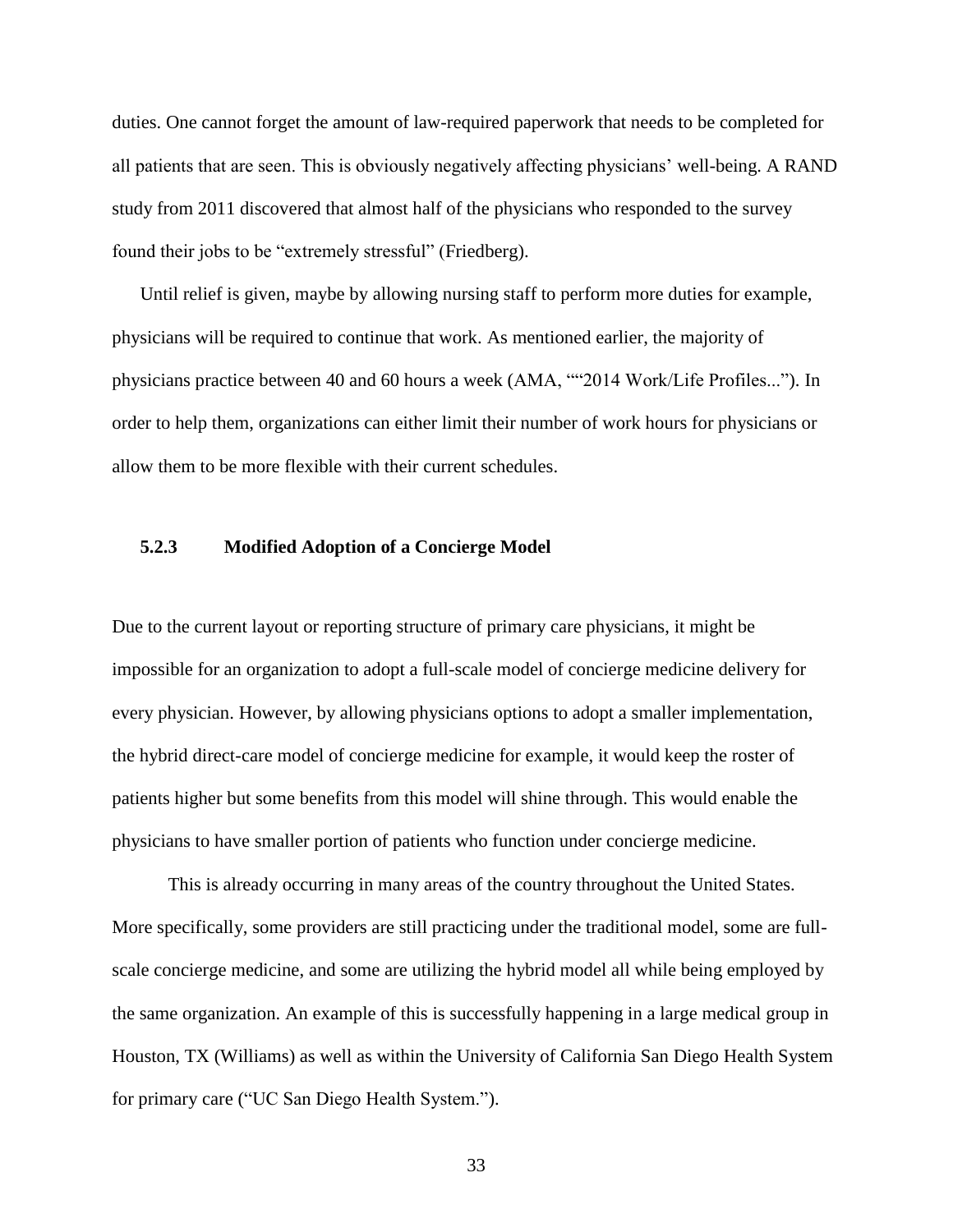duties. One cannot forget the amount of law-required paperwork that needs to be completed for all patients that are seen. This is obviously negatively affecting physicians' well-being. A RAND study from 2011 discovered that almost half of the physicians who responded to the survey found their jobs to be "extremely stressful" (Friedberg).

Until relief is given, maybe by allowing nursing staff to perform more duties for example, physicians will be required to continue that work. As mentioned earlier, the majority of physicians practice between 40 and 60 hours a week (AMA, ""2014 Work/Life Profiles..."). In order to help them, organizations can either limit their number of work hours for physicians or allow them to be more flexible with their current schedules.

### 5.2.3 Modified Adoption of a Concierge Model

Due to the current layout or reporting structure of primary care physicians, it might be impossible for an organization to adopt a full-scale model of concierge medicine delivery for every physician. However, by allowing physicians options to adopt a smaller implementation, the hybrid direct-care model of concierge medicine for example, it would keep the roster of patients higher but some benefits from this model will shine through. This would enable the physicians to have smaller portion of patients who function under concierge medicine.

This is already occurring in many areas of the country throughout the United States. More specifically, some providers are still practicing under the traditional model, some are full-scale concierge medicine, and some are utilizing the hybrid model all while being employed by the same organization. An example of this is successfully happening in a large medical group in Houston, TX (Williams) as well as within the University of California San Diego Health System for primary care ("UC San Diego Health System.").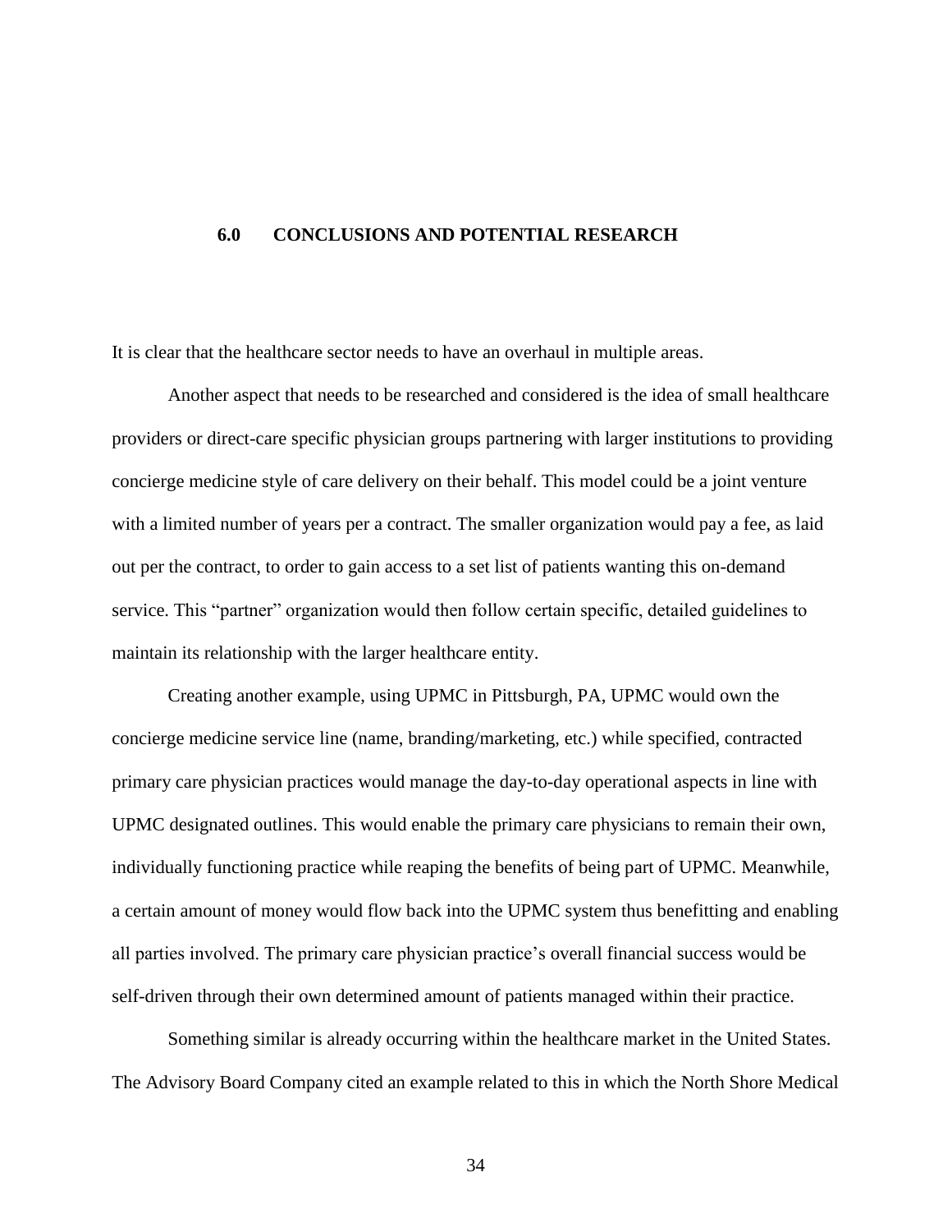# 6.0 CONCLUSIONS AND POTENTIAL RESEARCH

It is clear that the healthcare sector needs to have an overhaul in multiple areas.

Another aspect that needs to be researched and considered is the idea of small healthcare providers or direct-care specific physician groups partnering with larger institutions to providing concierge medicine style of care delivery on their behalf. This model could be a joint venture with a limited number of years per a contract. The smaller organization would pay a fee, as laid out per the contract, to order to gain access to a set list of patients wanting this on-demand service. This "partner" organization would then follow certain specific, detailed guidelines to maintain its relationship with the larger healthcare entity.

Creating another example, using UPMC in Pittsburgh, PA, UPMC would own the concierge medicine service line (name, branding/marketing, etc.) while specified, contracted primary care physician practices would manage the day-to-day operational aspects in line with UPMC designated outlines. This would enable the primary care physicians to remain their own, individually functioning practice while reaping the benefits of being part of UPMC. Meanwhile, a certain amount of money would flow back into the UPMC system thus benefitting and enabling all parties involved. The primary care physician practice's overall financial success would be self-driven through their own determined amount of patients managed within their practice.

Something similar is already occurring within the healthcare market in the United States. The Advisory Board Company cited an example related to this in which the North Shore Medical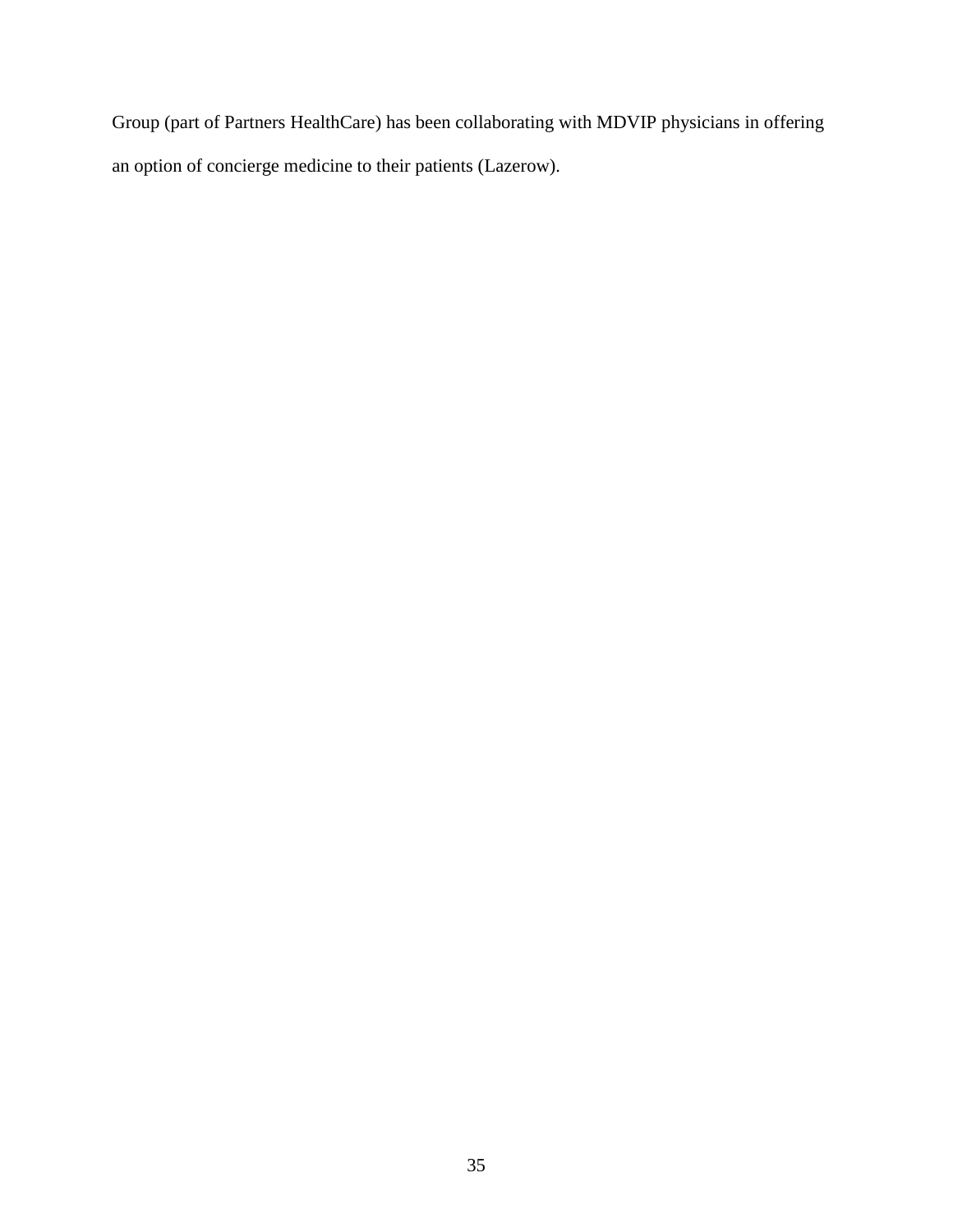Group (part of Partners HealthCare) has been collaborating with MDVIP physicians in offering an option of concierge medicine to their patients (Lazerow).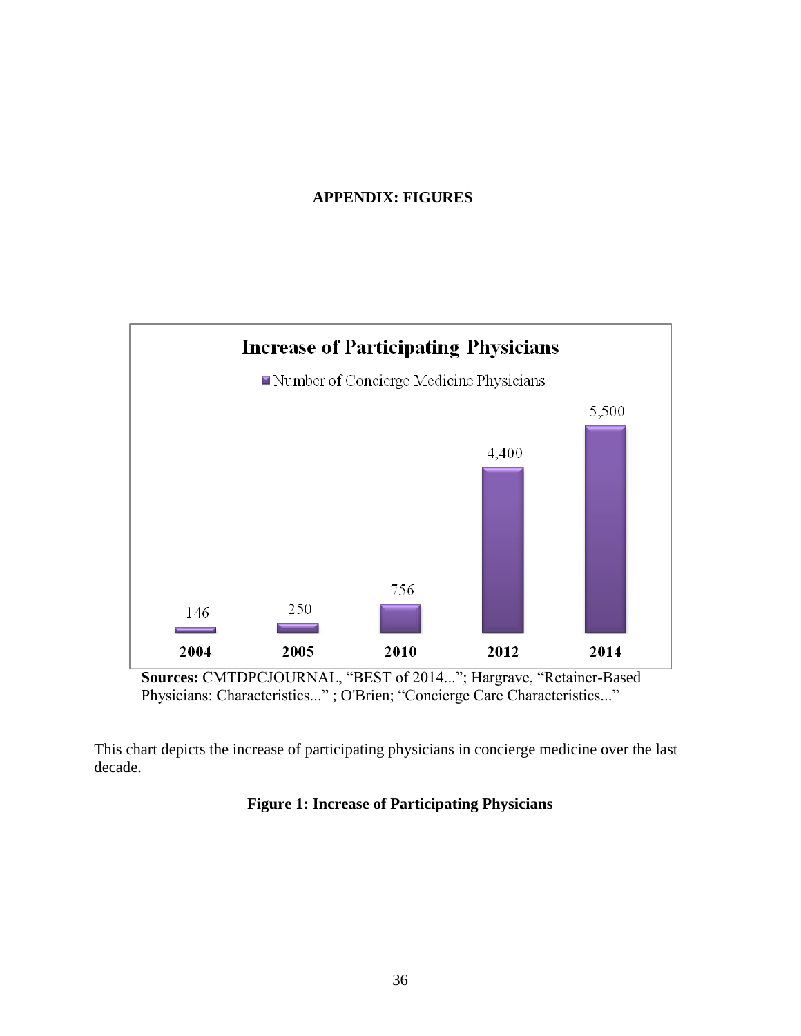**APPENDIX: FIGURES**

**Increase of Participating Physicians**

Number of Concierge Medicine Physicians

| Year | Number of Concierge Medicine Physicians |
|---|---|
| 2004 | 146 |
| 2005 | 250 |
| 2010 | 756 |
| 2012 | 4,400 |
| 2014 | 5,500 |

**Sources:** CMTDPCJOURNAL, "BEST of 2014..."; Hargrave, "Retainer-Based Physicians: Characteristics..." ; O'Brien; "Concierge Care Characteristics..."

This chart depicts the increase of participating physicians in concierge medicine over the last decade.

**Figure 1: Increase of Participating Physicians**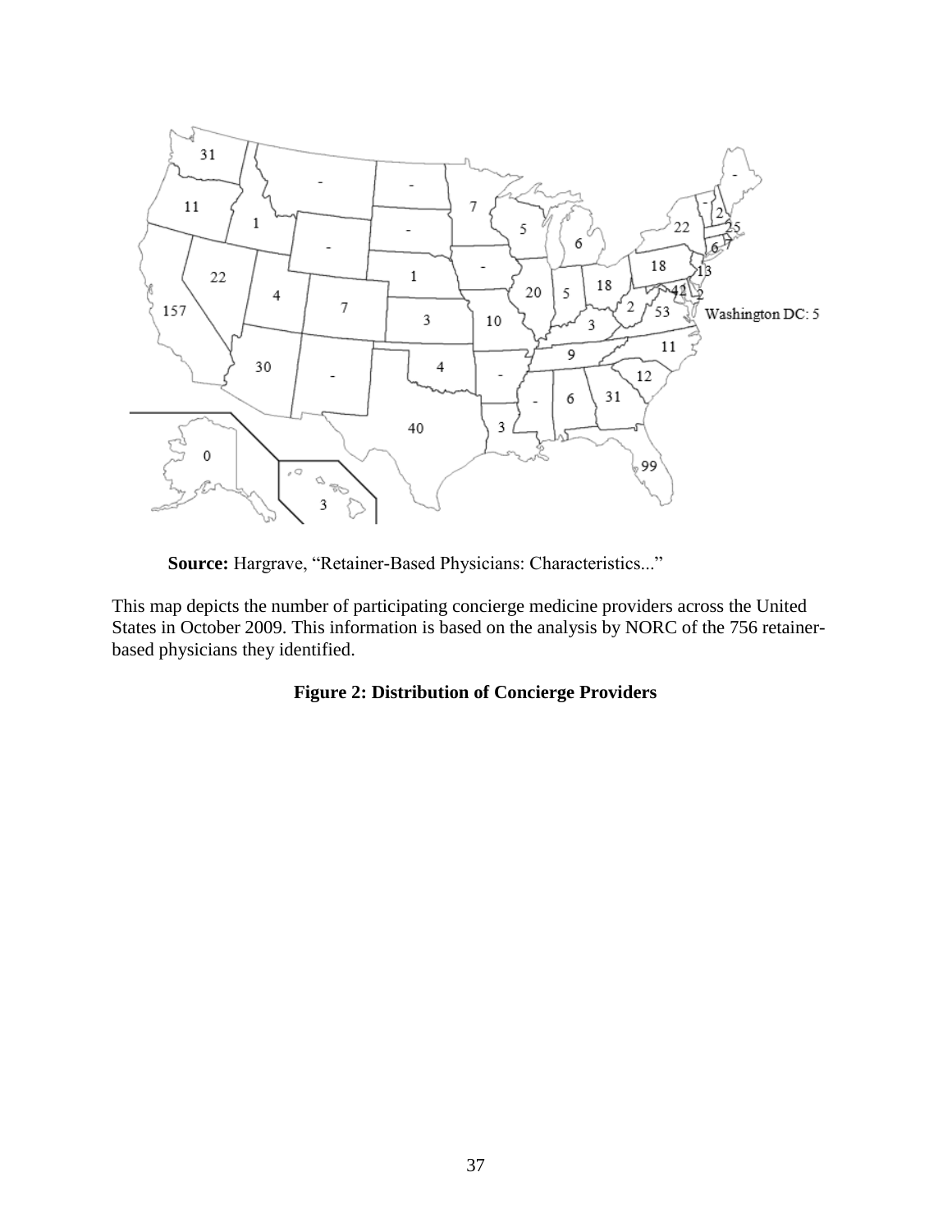**Source:** Hargrave, "Retainer-Based Physicians: Characteristics..."

This map depicts the number of participating concierge medicine providers across the United States in October 2009. This information is based on the analysis by NORC of the 756 retainer-based physicians they identified.

**Figure 2: Distribution of Concierge Providers**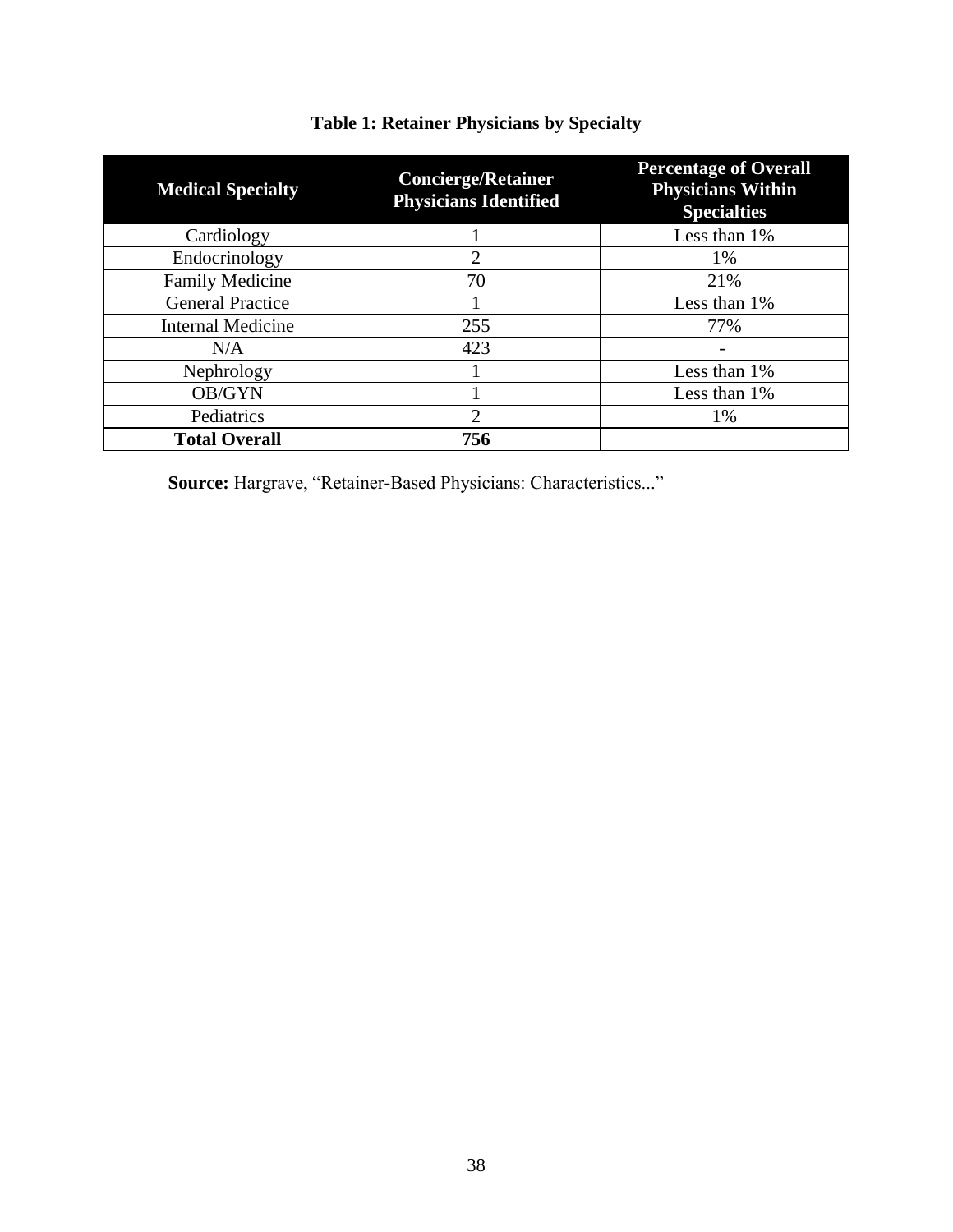**Table 1: Retainer Physicians by Specialty**

| Medical Specialty | Concierge/Retainer Physicians Identified | Percentage of Overall Physicians Within Specialties |
|---|---|---|
| Cardiology | 1 | Less than 1% |
| Endocrinology | 2 | 1% |
| Family Medicine | 70 | 21% |
| General Practice | 1 | Less than 1% |
| Internal Medicine | 255 | 77% |
| N/A | 423 | - |
| Nephrology | 1 | Less than 1% |
| OB/GYN | 1 | Less than 1% |
| Pediatrics | 2 | 1% |
| **Total Overall** | **756** | |

**Source:** Hargrave, "Retainer-Based Physicians: Characteristics..."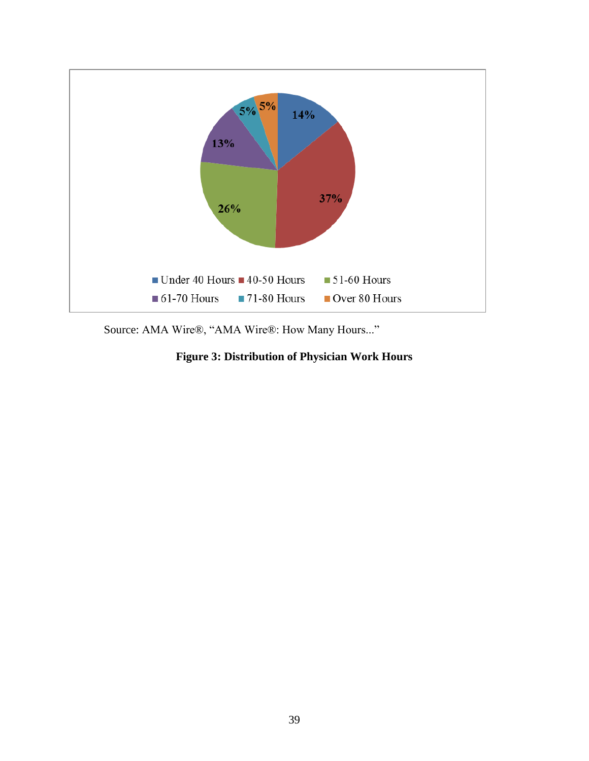| Work Hours | Percentage |
| --- | --- |
| Under 40 Hours | 14% |
| 40-50 Hours | 37% |
| 51-60 Hours | 26% |
| 61-70 Hours | 13% |
| 71-80 Hours | 5% |
| Over 80 Hours | 5% |

Source: AMA Wire®, "AMA Wire®: How Many Hours..."

**Figure 3: Distribution of Physician Work Hours**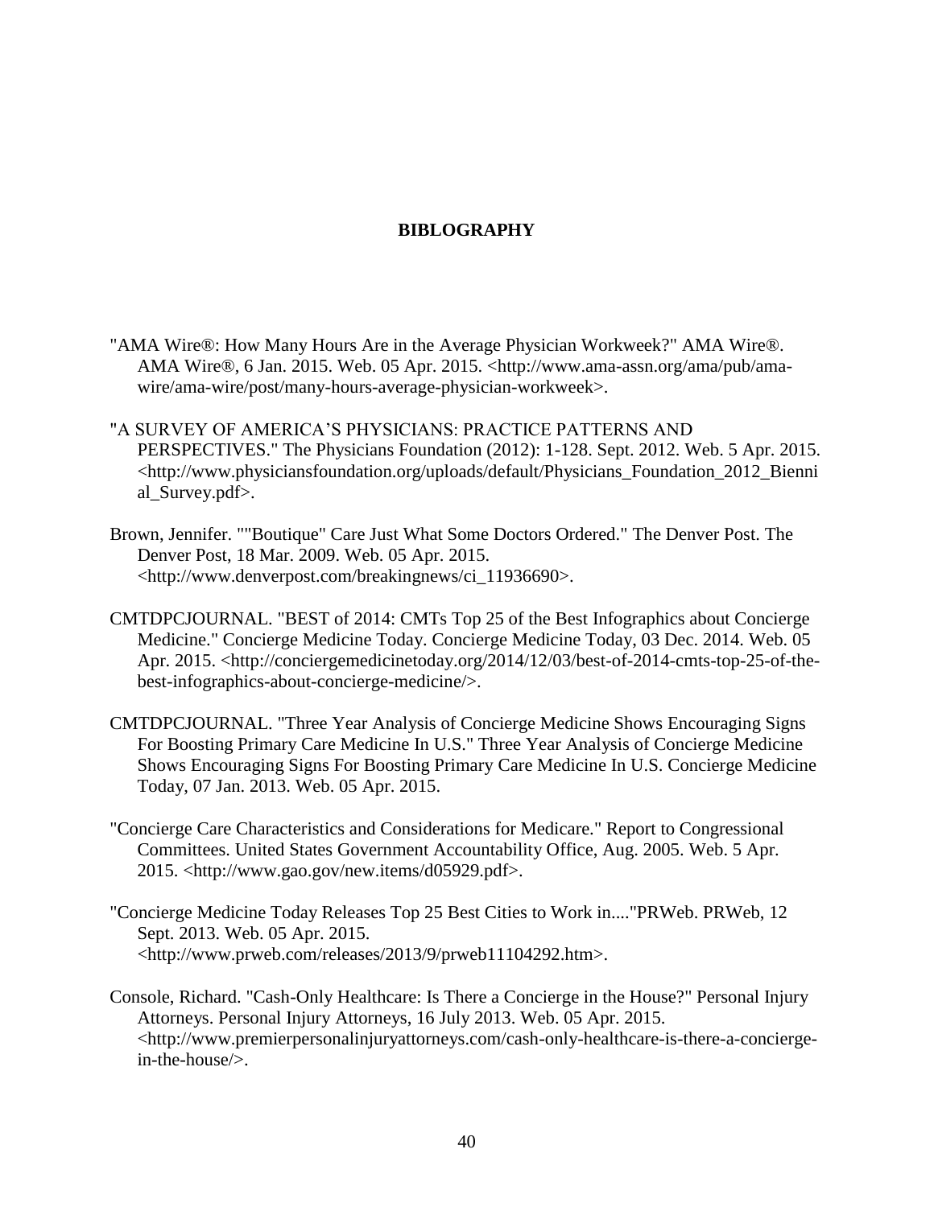# BIBLOGRAPHY

"AMA Wire®: How Many Hours Are in the Average Physician Workweek?" AMA Wire®. AMA Wire®, 6 Jan. 2015. Web. 05 Apr. 2015. <http://www.ama-assn.org/ama/pub/ama-wire/ama-wire/post/many-hours-average-physician-workweek>.

"A SURVEY OF AMERICA'S PHYSICIANS: PRACTICE PATTERNS AND PERSPECTIVES." The Physicians Foundation (2012): 1-128. Sept. 2012. Web. 5 Apr. 2015. <http://www.physiciansfoundation.org/uploads/default/Physicians_Foundation_2012_Biennial_Survey.pdf>.

Brown, Jennifer. ""Boutique" Care Just What Some Doctors Ordered." The Denver Post. The Denver Post, 18 Mar. 2009. Web. 05 Apr. 2015. <http://www.denverpost.com/breakingnews/ci_11936690>.

CMTDPCJOURNAL. "BEST of 2014: CMTs Top 25 of the Best Infographics about Concierge Medicine." Concierge Medicine Today. Concierge Medicine Today, 03 Dec. 2014. Web. 05 Apr. 2015. <http://conciergemedicinetoday.org/2014/12/03/best-of-2014-cmts-top-25-of-the-best-infographics-about-concierge-medicine/>.

CMTDPCJOURNAL. "Three Year Analysis of Concierge Medicine Shows Encouraging Signs For Boosting Primary Care Medicine In U.S." Three Year Analysis of Concierge Medicine Shows Encouraging Signs For Boosting Primary Care Medicine In U.S. Concierge Medicine Today, 07 Jan. 2013. Web. 05 Apr. 2015.

"Concierge Care Characteristics and Considerations for Medicare." Report to Congressional Committees. United States Government Accountability Office, Aug. 2005. Web. 5 Apr. 2015. <http://www.gao.gov/new.items/d05929.pdf>.

"Concierge Medicine Today Releases Top 25 Best Cities to Work in...."PRWeb. PRWeb, 12 Sept. 2013. Web. 05 Apr. 2015. <http://www.prweb.com/releases/2013/9/prweb11104292.htm>.

Console, Richard. "Cash-Only Healthcare: Is There a Concierge in the House?" Personal Injury Attorneys. Personal Injury Attorneys, 16 July 2013. Web. 05 Apr. 2015. <http://www.premierpersonalinjuryattorneys.com/cash-only-healthcare-is-there-a-concierge-in-the-house/>.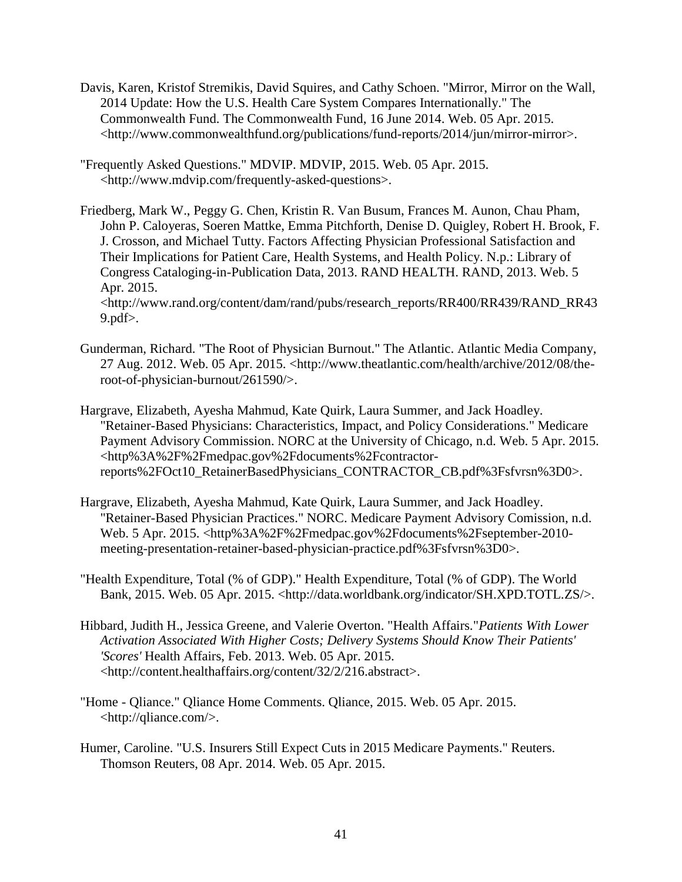Davis, Karen, Kristof Stremikis, David Squires, and Cathy Schoen. "Mirror, Mirror on the Wall, 2014 Update: How the U.S. Health Care System Compares Internationally." The Commonwealth Fund. The Commonwealth Fund, 16 June 2014. Web. 05 Apr. 2015. <http://www.commonwealthfund.org/publications/fund-reports/2014/jun/mirror-mirror>.

"Frequently Asked Questions." MDVIP. MDVIP, 2015. Web. 05 Apr. 2015. <http://www.mdvip.com/frequently-asked-questions>.

Friedberg, Mark W., Peggy G. Chen, Kristin R. Van Busum, Frances M. Aunon, Chau Pham, John P. Caloyeras, Soeren Mattke, Emma Pitchforth, Denise D. Quigley, Robert H. Brook, F. J. Crosson, and Michael Tutty. Factors Affecting Physician Professional Satisfaction and Their Implications for Patient Care, Health Systems, and Health Policy. N.p.: Library of Congress Cataloging-in-Publication Data, 2013. RAND HEALTH. RAND, 2013. Web. 5 Apr. 2015. <http://www.rand.org/content/dam/rand/pubs/research_reports/RR400/RR439/RAND_RR439.pdf>.

Gunderman, Richard. "The Root of Physician Burnout." The Atlantic. Atlantic Media Company, 27 Aug. 2012. Web. 05 Apr. 2015. <http://www.theatlantic.com/health/archive/2012/08/the-root-of-physician-burnout/261590/>.

Hargrave, Elizabeth, Ayesha Mahmud, Kate Quirk, Laura Summer, and Jack Hoadley. "Retainer-Based Physicians: Characteristics, Impact, and Policy Considerations." Medicare Payment Advisory Commission. NORC at the University of Chicago, n.d. Web. 5 Apr. 2015. <http%3A%2F%2Fmedpac.gov%2Fdocuments%2Fcontractor-reports%2FOct10_RetainerBasedPhysicians_CONTRACTOR_CB.pdf%3Fsfvrsn%3D0>.

Hargrave, Elizabeth, Ayesha Mahmud, Kate Quirk, Laura Summer, and Jack Hoadley. "Retainer-Based Physician Practices." NORC. Medicare Payment Advisory Comission, n.d. Web. 5 Apr. 2015. <http%3A%2F%2Fmedpac.gov%2Fdocuments%2Fseptember-2010-meeting-presentation-retainer-based-physician-practice.pdf%3Fsfvrsn%3D0>.

"Health Expenditure, Total (% of GDP)." Health Expenditure, Total (% of GDP). The World Bank, 2015. Web. 05 Apr. 2015. <http://data.worldbank.org/indicator/SH.XPD.TOTL.ZS/>.

Hibbard, Judith H., Jessica Greene, and Valerie Overton. "Health Affairs."*Patients With Lower Activation Associated With Higher Costs; Delivery Systems Should Know Their Patients' 'Scores'* Health Affairs, Feb. 2013. Web. 05 Apr. 2015. <http://content.healthaffairs.org/content/32/2/216.abstract>.

"Home - Qliance." Qliance Home Comments. Qliance, 2015. Web. 05 Apr. 2015. <http://qliance.com/>.

Humer, Caroline. "U.S. Insurers Still Expect Cuts in 2015 Medicare Payments." Reuters. Thomson Reuters, 08 Apr. 2014. Web. 05 Apr. 2015.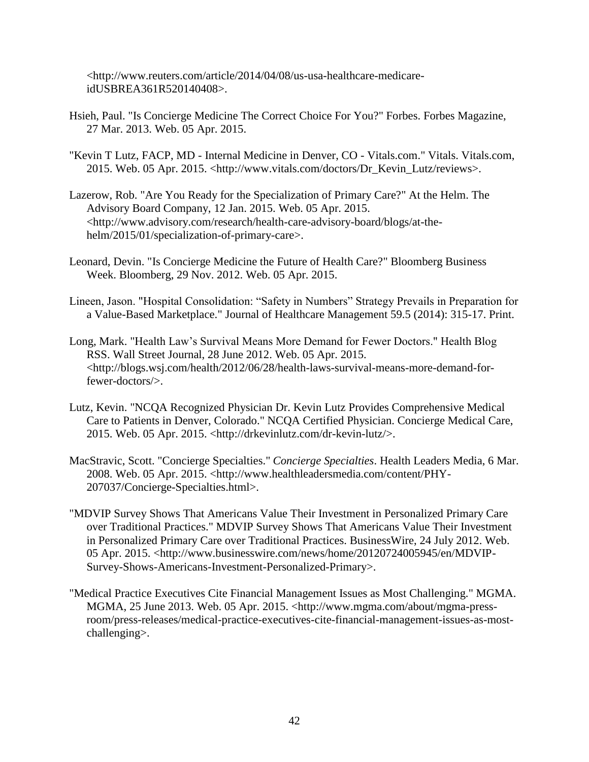<http://www.reuters.com/article/2014/04/08/us-usa-healthcare-medicare-idUSBREA361R520140408>.

Hsieh, Paul. "Is Concierge Medicine The Correct Choice For You?" Forbes. Forbes Magazine, 27 Mar. 2013. Web. 05 Apr. 2015.

"Kevin T Lutz, FACP, MD - Internal Medicine in Denver, CO - Vitals.com." Vitals. Vitals.com, 2015. Web. 05 Apr. 2015. <http://www.vitals.com/doctors/Dr_Kevin_Lutz/reviews>.

Lazerow, Rob. "Are You Ready for the Specialization of Primary Care?" At the Helm. The Advisory Board Company, 12 Jan. 2015. Web. 05 Apr. 2015. <http://www.advisory.com/research/health-care-advisory-board/blogs/at-the-helm/2015/01/specialization-of-primary-care>.

Leonard, Devin. "Is Concierge Medicine the Future of Health Care?" Bloomberg Business Week. Bloomberg, 29 Nov. 2012. Web. 05 Apr. 2015.

Lineen, Jason. "Hospital Consolidation: "Safety in Numbers" Strategy Prevails in Preparation for a Value-Based Marketplace." Journal of Healthcare Management 59.5 (2014): 315-17. Print.

Long, Mark. "Health Law's Survival Means More Demand for Fewer Doctors." Health Blog RSS. Wall Street Journal, 28 June 2012. Web. 05 Apr. 2015. <http://blogs.wsj.com/health/2012/06/28/health-laws-survival-means-more-demand-for-fewer-doctors/>.

Lutz, Kevin. "NCQA Recognized Physician Dr. Kevin Lutz Provides Comprehensive Medical Care to Patients in Denver, Colorado." NCQA Certified Physician. Concierge Medical Care, 2015. Web. 05 Apr. 2015. <http://drkevinlutz.com/dr-kevin-lutz/>.

MacStravic, Scott. "Concierge Specialties." *Concierge Specialties*. Health Leaders Media, 6 Mar. 2008. Web. 05 Apr. 2015. <http://www.healthleadersmedia.com/content/PHY-207037/Concierge-Specialties.html>.

"MDVIP Survey Shows That Americans Value Their Investment in Personalized Primary Care over Traditional Practices." MDVIP Survey Shows That Americans Value Their Investment in Personalized Primary Care over Traditional Practices. BusinessWire, 24 July 2012. Web. 05 Apr. 2015. <http://www.businesswire.com/news/home/20120724005945/en/MDVIP-Survey-Shows-Americans-Investment-Personalized-Primary>.

"Medical Practice Executives Cite Financial Management Issues as Most Challenging." MGMA. MGMA, 25 June 2013. Web. 05 Apr. 2015. <http://www.mgma.com/about/mgma-press-room/press-releases/medical-practice-executives-cite-financial-management-issues-as-most-challenging>.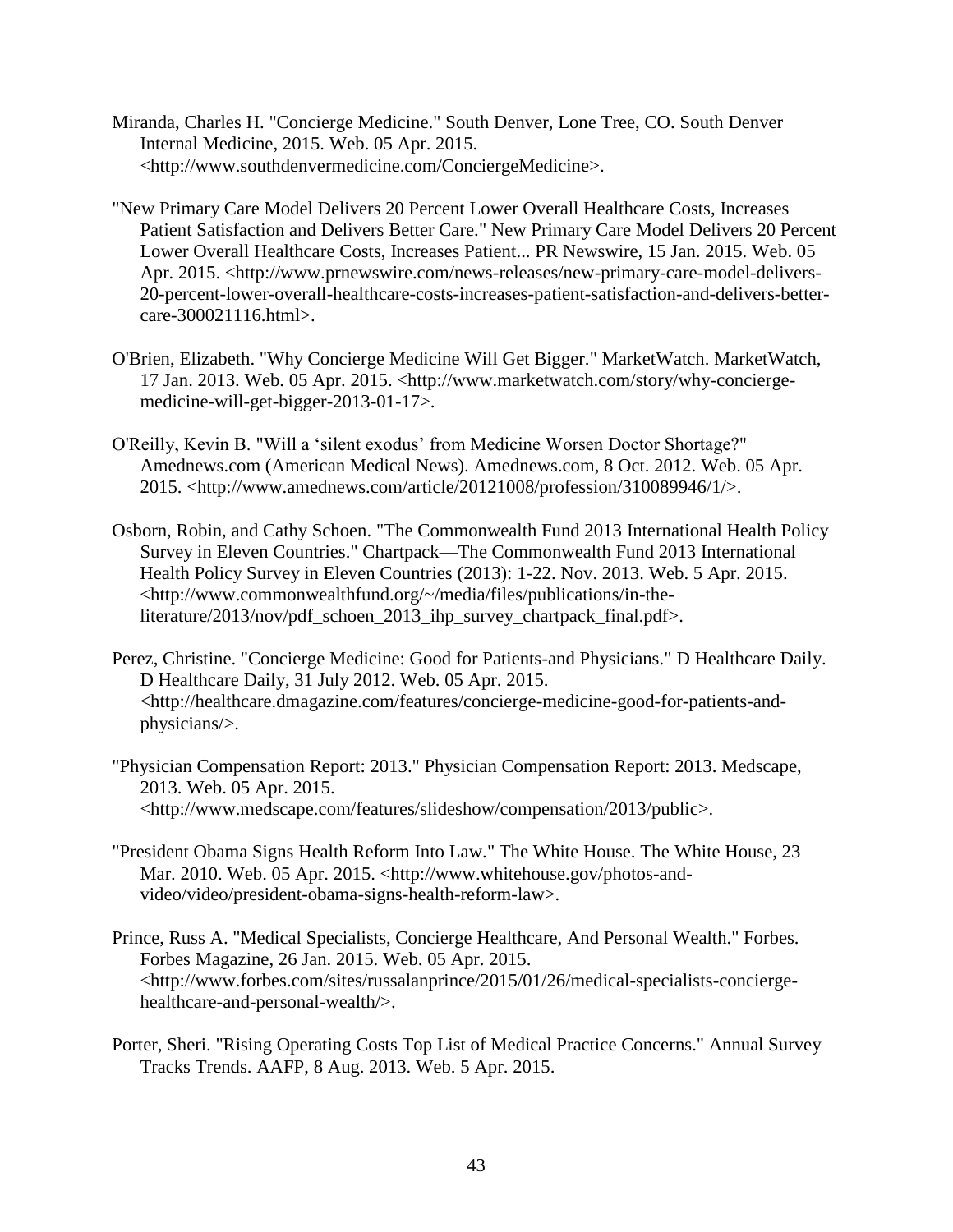Miranda, Charles H. "Concierge Medicine." South Denver, Lone Tree, CO. South Denver Internal Medicine, 2015. Web. 05 Apr. 2015. <http://www.southdenvermedicine.com/ConciergeMedicine>.

"New Primary Care Model Delivers 20 Percent Lower Overall Healthcare Costs, Increases Patient Satisfaction and Delivers Better Care." New Primary Care Model Delivers 20 Percent Lower Overall Healthcare Costs, Increases Patient... PR Newswire, 15 Jan. 2015. Web. 05 Apr. 2015. <http://www.prnewswire.com/news-releases/new-primary-care-model-delivers-20-percent-lower-overall-healthcare-costs-increases-patient-satisfaction-and-delivers-better-care-300021116.html>.

O'Brien, Elizabeth. "Why Concierge Medicine Will Get Bigger." MarketWatch. MarketWatch, 17 Jan. 2013. Web. 05 Apr. 2015. <http://www.marketwatch.com/story/why-concierge-medicine-will-get-bigger-2013-01-17>.

O'Reilly, Kevin B. "Will a 'silent exodus' from Medicine Worsen Doctor Shortage?" Amednews.com (American Medical News). Amednews.com, 8 Oct. 2012. Web. 05 Apr. 2015. <http://www.amednews.com/article/20121008/profession/310089946/1/>.

Osborn, Robin, and Cathy Schoen. "The Commonwealth Fund 2013 International Health Policy Survey in Eleven Countries." Chartpack—The Commonwealth Fund 2013 International Health Policy Survey in Eleven Countries (2013): 1-22. Nov. 2013. Web. 5 Apr. 2015. <http://www.commonwealthfund.org/~/media/files/publications/in-the-literature/2013/nov/pdf_schoen_2013_ihp_survey_chartpack_final.pdf>.

Perez, Christine. "Concierge Medicine: Good for Patients-and Physicians." D Healthcare Daily. D Healthcare Daily, 31 July 2012. Web. 05 Apr. 2015. <http://healthcare.dmagazine.com/features/concierge-medicine-good-for-patients-and-physicians/>.

"Physician Compensation Report: 2013." Physician Compensation Report: 2013. Medscape, 2013. Web. 05 Apr. 2015. <http://www.medscape.com/features/slideshow/compensation/2013/public>.

"President Obama Signs Health Reform Into Law." The White House. The White House, 23 Mar. 2010. Web. 05 Apr. 2015. <http://www.whitehouse.gov/photos-and-video/video/president-obama-signs-health-reform-law>.

Prince, Russ A. "Medical Specialists, Concierge Healthcare, And Personal Wealth." Forbes. Forbes Magazine, 26 Jan. 2015. Web. 05 Apr. 2015. <http://www.forbes.com/sites/russalanprince/2015/01/26/medical-specialists-concierge-healthcare-and-personal-wealth/>.

Porter, Sheri. "Rising Operating Costs Top List of Medical Practice Concerns." Annual Survey Tracks Trends. AAFP, 8 Aug. 2013. Web. 5 Apr. 2015.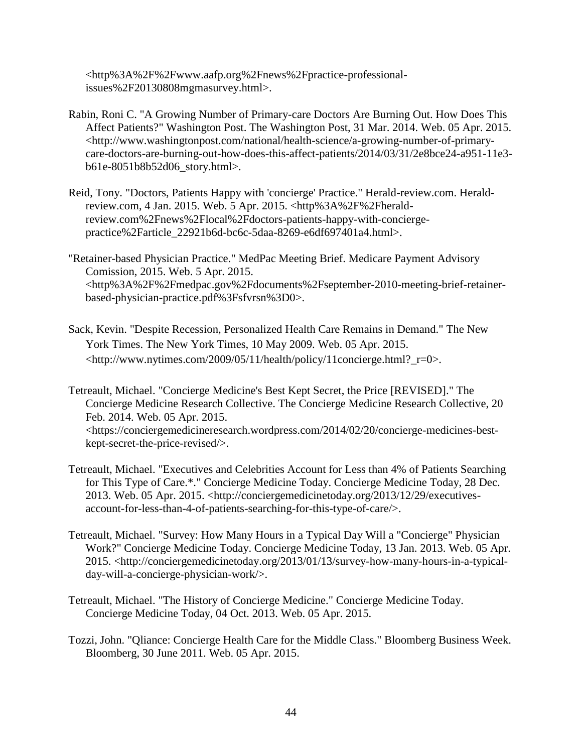<http%3A%2F%2Fwww.aafp.org%2Fnews%2Fpractice-professional-issues%2F20130808mgmasurvey.html>.

Rabin, Roni C. "A Growing Number of Primary-care Doctors Are Burning Out. How Does This Affect Patients?" Washington Post. The Washington Post, 31 Mar. 2014. Web. 05 Apr. 2015. <http://www.washingtonpost.com/national/health-science/a-growing-number-of-primary-care-doctors-are-burning-out-how-does-this-affect-patients/2014/03/31/2e8bce24-a951-11e3-b61e-8051b8b52d06_story.html>.

Reid, Tony. "Doctors, Patients Happy with 'concierge' Practice." Herald-review.com. Herald-review.com, 4 Jan. 2015. Web. 5 Apr. 2015. <http%3A%2F%2Fherald-review.com%2Fnews%2Flocal%2Fdoctors-patients-happy-with-concierge-practice%2Farticle_22921b6d-bc6c-5daa-8269-e6df697401a4.html>.

"Retainer-based Physician Practice." MedPac Meeting Brief. Medicare Payment Advisory Comission, 2015. Web. 5 Apr. 2015. <http%3A%2F%2Fmedpac.gov%2Fdocuments%2Fseptember-2010-meeting-brief-retainer-based-physician-practice.pdf%3Fsfvrsn%3D0>.

Sack, Kevin. "Despite Recession, Personalized Health Care Remains in Demand." The New York Times. The New York Times, 10 May 2009. Web. 05 Apr. 2015. <http://www.nytimes.com/2009/05/11/health/policy/11concierge.html?_r=0>.

Tetreault, Michael. "Concierge Medicine's Best Kept Secret, the Price [REVISED]." The Concierge Medicine Research Collective. The Concierge Medicine Research Collective, 20 Feb. 2014. Web. 05 Apr. 2015. <https://conciergemedicineresearch.wordpress.com/2014/02/20/concierge-medicines-best-kept-secret-the-price-revised/>.

Tetreault, Michael. "Executives and Celebrities Account for Less than 4% of Patients Searching for This Type of Care.*." Concierge Medicine Today. Concierge Medicine Today, 28 Dec. 2013. Web. 05 Apr. 2015. <http://conciergemedicinetoday.org/2013/12/29/executives-account-for-less-than-4-of-patients-searching-for-this-type-of-care/>.

Tetreault, Michael. "Survey: How Many Hours in a Typical Day Will a "Concierge" Physician Work?" Concierge Medicine Today. Concierge Medicine Today, 13 Jan. 2013. Web. 05 Apr. 2015. <http://conciergemedicinetoday.org/2013/01/13/survey-how-many-hours-in-a-typical-day-will-a-concierge-physician-work/>.

Tetreault, Michael. "The History of Concierge Medicine." Concierge Medicine Today. Concierge Medicine Today, 04 Oct. 2013. Web. 05 Apr. 2015.

Tozzi, John. "Qliance: Concierge Health Care for the Middle Class." Bloomberg Business Week. Bloomberg, 30 June 2011. Web. 05 Apr. 2015.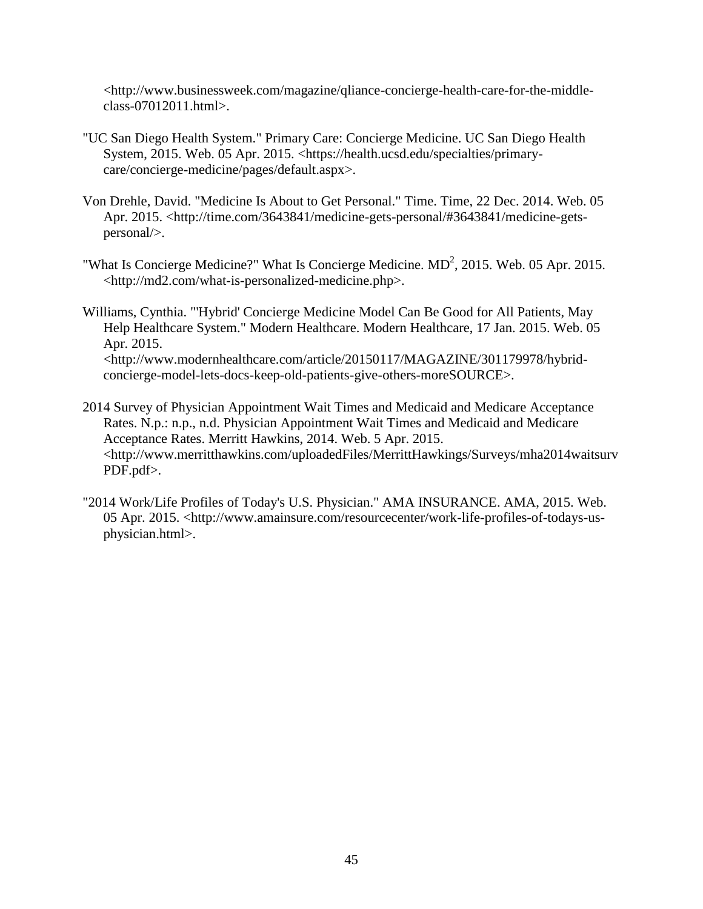<http://www.businessweek.com/magazine/qliance-concierge-health-care-for-the-middle-class-07012011.html>.

"UC San Diego Health System." Primary Care: Concierge Medicine. UC San Diego Health System, 2015. Web. 05 Apr. 2015. <https://health.ucsd.edu/specialties/primary-care/concierge-medicine/pages/default.aspx>.

Von Drehle, David. "Medicine Is About to Get Personal." Time. Time, 22 Dec. 2014. Web. 05 Apr. 2015. <http://time.com/3643841/medicine-gets-personal/#3643841/medicine-gets-personal/>.

"What Is Concierge Medicine?" What Is Concierge Medicine. $MD^2$, 2015. Web. 05 Apr. 2015. <http://md2.com/what-is-personalized-medicine.php>.

Williams, Cynthia. "'Hybrid' Concierge Medicine Model Can Be Good for All Patients, May Help Healthcare System." Modern Healthcare. Modern Healthcare, 17 Jan. 2015. Web. 05 Apr. 2015. <http://www.modernhealthcare.com/article/20150117/MAGAZINE/301179978/hybrid-concierge-model-lets-docs-keep-old-patients-give-others-moreSOURCE>.

2014 Survey of Physician Appointment Wait Times and Medicaid and Medicare Acceptance Rates. N.p.: n.p., n.d. Physician Appointment Wait Times and Medicaid and Medicare Acceptance Rates. Merritt Hawkins, 2014. Web. 5 Apr. 2015. <http://www.merritthawkins.com/uploadedFiles/MerrittHawkings/Surveys/mha2014waitsurvPDF.pdf>.

"2014 Work/Life Profiles of Today's U.S. Physician." AMA INSURANCE. AMA, 2015. Web. 05 Apr. 2015. <http://www.amainsure.com/resourcecenter/work-life-profiles-of-todays-us-physician.html>.